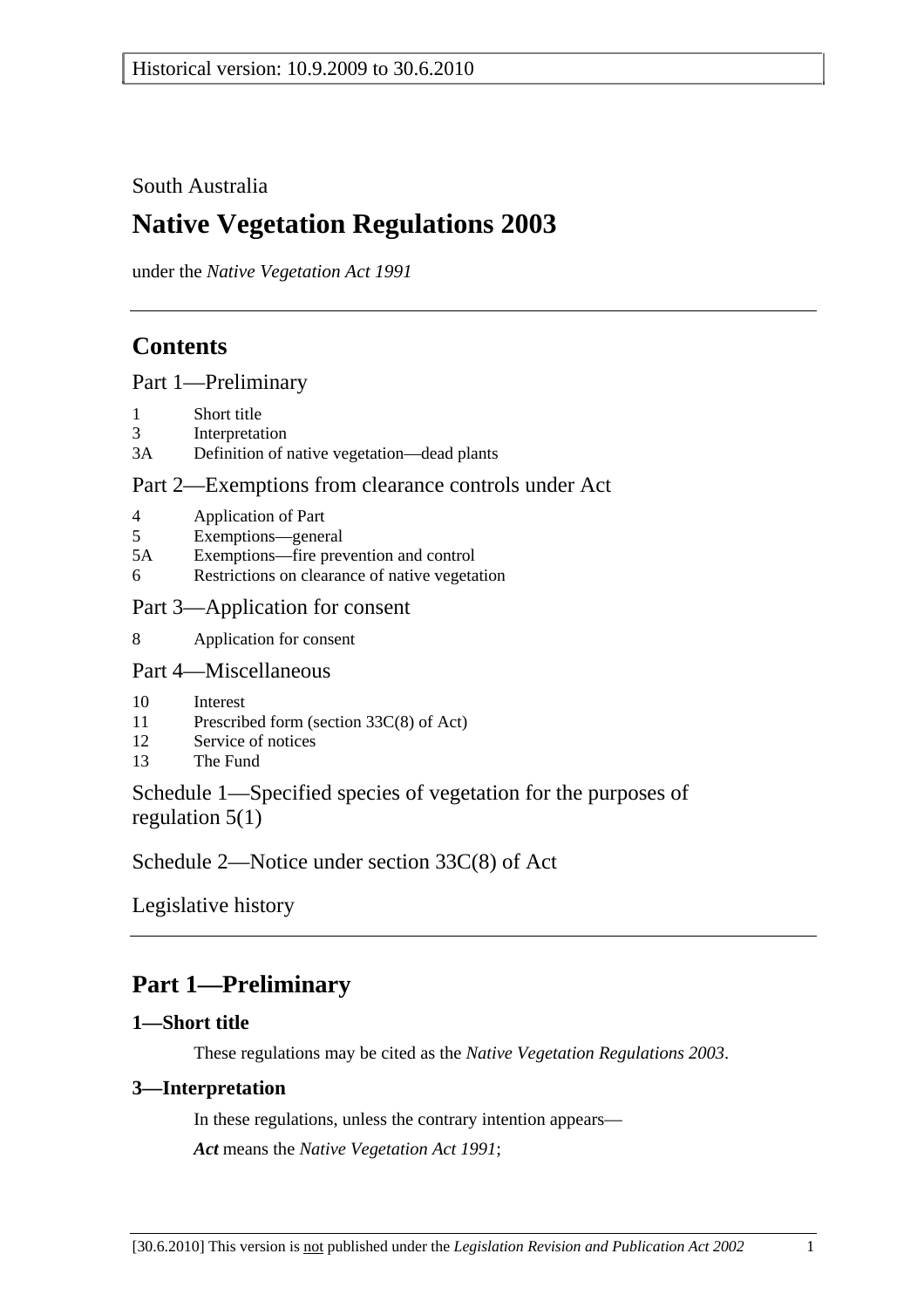Historical version: 10.9.2009 to 30.6.2010

South Australia

# Native Vegetation Regulations 2003

under the *Native Vegetation Act 1991*

## Contents

Part 1—Preliminary

1 Short title
3 Interpretation
3A Definition of native vegetation—dead plants

Part 2—Exemptions from clearance controls under Act

4 Application of Part
5 Exemptions—general
5A Exemptions—fire prevention and control
6 Restrictions on clearance of native vegetation

Part 3—Application for consent

8 Application for consent

Part 4—Miscellaneous

10 Interest
11 Prescribed form (section 33C(8) of Act)
12 Service of notices
13 The Fund

Schedule 1—Specified species of vegetation for the purposes of regulation 5(1)

Schedule 2—Notice under section 33C(8) of Act

Legislative history

## Part 1—Preliminary

### 1—Short title

These regulations may be cited as the *Native Vegetation Regulations 2003*.

### 3—Interpretation

In these regulations, unless the contrary intention appears—

***Act*** means the *Native Vegetation Act 1991*;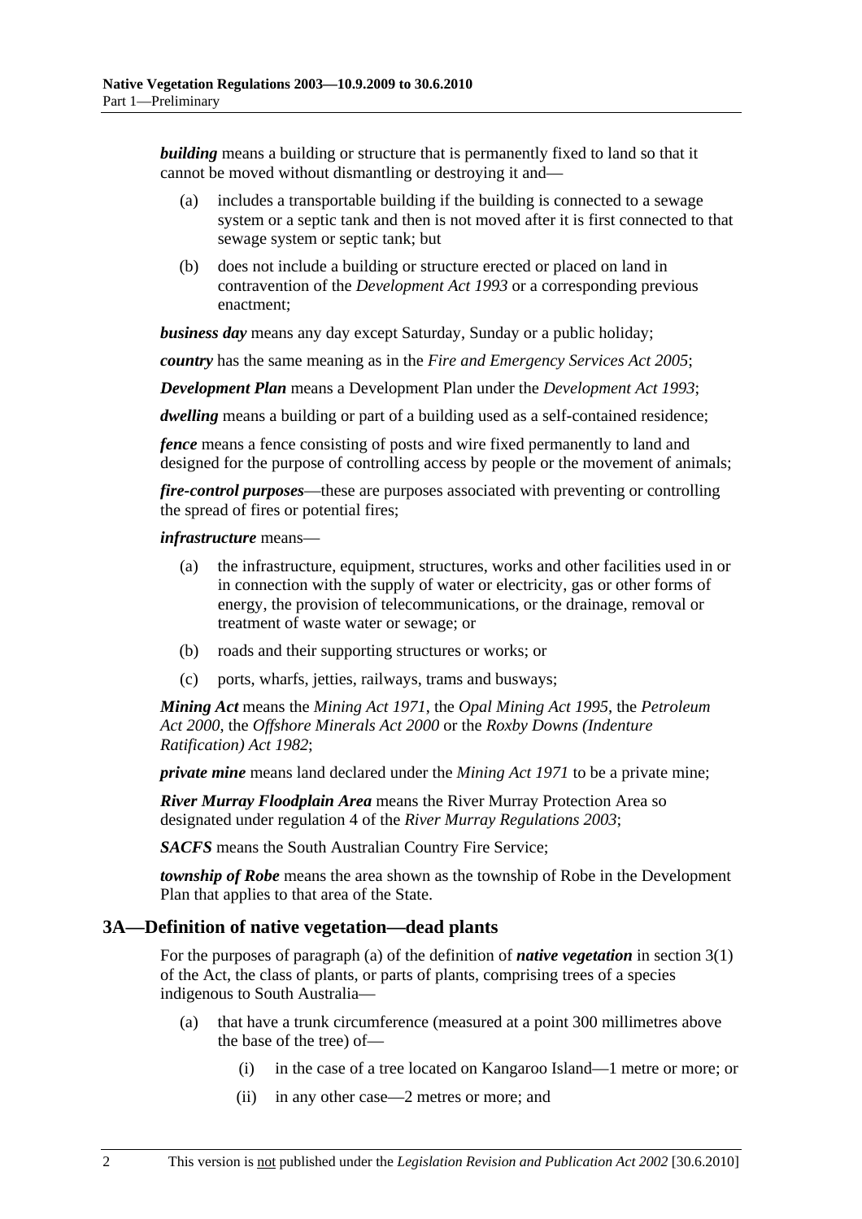***building*** means a building or structure that is permanently fixed to land so that it cannot be moved without dismantling or destroying it and—

(a) includes a transportable building if the building is connected to a sewage system or a septic tank and then is not moved after it is first connected to that sewage system or septic tank; but

(b) does not include a building or structure erected or placed on land in contravention of the *Development Act 1993* or a corresponding previous enactment;

***business day*** means any day except Saturday, Sunday or a public holiday;

***country*** has the same meaning as in the *Fire and Emergency Services Act 2005*;

***Development Plan*** means a Development Plan under the *Development Act 1993*;

***dwelling*** means a building or part of a building used as a self-contained residence;

***fence*** means a fence consisting of posts and wire fixed permanently to land and designed for the purpose of controlling access by people or the movement of animals;

***fire-control purposes***—these are purposes associated with preventing or controlling the spread of fires or potential fires;

***infrastructure*** means—

(a) the infrastructure, equipment, structures, works and other facilities used in or in connection with the supply of water or electricity, gas or other forms of energy, the provision of telecommunications, or the drainage, removal or treatment of waste water or sewage; or

(b) roads and their supporting structures or works; or

(c) ports, wharfs, jetties, railways, trams and busways;

***Mining Act*** means the *Mining Act 1971*, the *Opal Mining Act 1995*, the *Petroleum Act 2000*, the *Offshore Minerals Act 2000* or the *Roxby Downs (Indenture Ratification) Act 1982*;

***private mine*** means land declared under the *Mining Act 1971* to be a private mine;

***River Murray Floodplain Area*** means the River Murray Protection Area so designated under regulation 4 of the *River Murray Regulations 2003*;

***SACFS*** means the South Australian Country Fire Service;

***township of Robe*** means the area shown as the township of Robe in the Development Plan that applies to that area of the State.

## 3A—Definition of native vegetation—dead plants

For the purposes of paragraph (a) of the definition of ***native vegetation*** in section 3(1) of the Act, the class of plants, or parts of plants, comprising trees of a species indigenous to South Australia—

(a) that have a trunk circumference (measured at a point 300 millimetres above the base of the tree) of—

(i) in the case of a tree located on Kangaroo Island—1 metre or more; or

(ii) in any other case—2 metres or more; and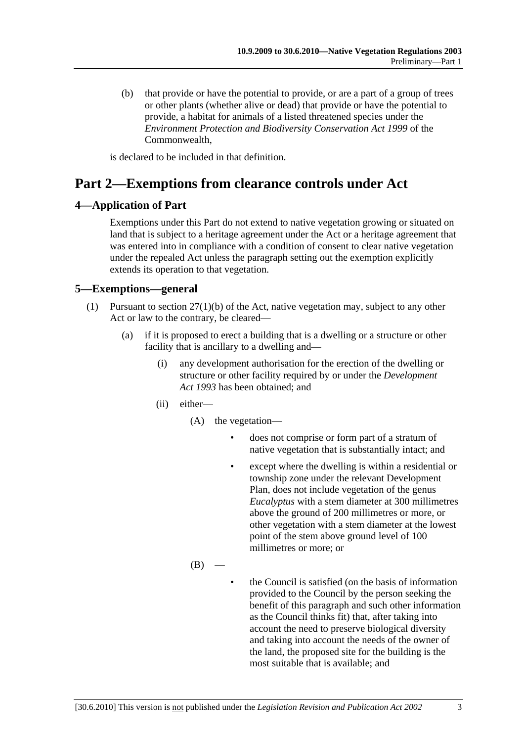(b) that provide or have the potential to provide, or are a part of a group of trees or other plants (whether alive or dead) that provide or have the potential to provide, a habitat for animals of a listed threatened species under the *Environment Protection and Biodiversity Conservation Act 1999* of the Commonwealth,

is declared to be included in that definition.

# Part 2—Exemptions from clearance controls under Act

## 4—Application of Part

Exemptions under this Part do not extend to native vegetation growing or situated on land that is subject to a heritage agreement under the Act or a heritage agreement that was entered into in compliance with a condition of consent to clear native vegetation under the repealed Act unless the paragraph setting out the exemption explicitly extends its operation to that vegetation.

## 5—Exemptions—general

(1) Pursuant to section 27(1)(b) of the Act, native vegetation may, subject to any other Act or law to the contrary, be cleared—

(a) if it is proposed to erect a building that is a dwelling or a structure or other facility that is ancillary to a dwelling and—

(i) any development authorisation for the erection of the dwelling or structure or other facility required by or under the *Development Act 1993* has been obtained; and

(ii) either—

(A) the vegetation—

- does not comprise or form part of a stratum of native vegetation that is substantially intact; and
- except where the dwelling is within a residential or township zone under the relevant Development Plan, does not include vegetation of the genus *Eucalyptus* with a stem diameter at 300 millimetres above the ground of 200 millimetres or more, or other vegetation with a stem diameter at the lowest point of the stem above ground level of 100 millimetres or more; or

(B) —

- the Council is satisfied (on the basis of information provided to the Council by the person seeking the benefit of this paragraph and such other information as the Council thinks fit) that, after taking into account the need to preserve biological diversity and taking into account the needs of the owner of the land, the proposed site for the building is the most suitable that is available; and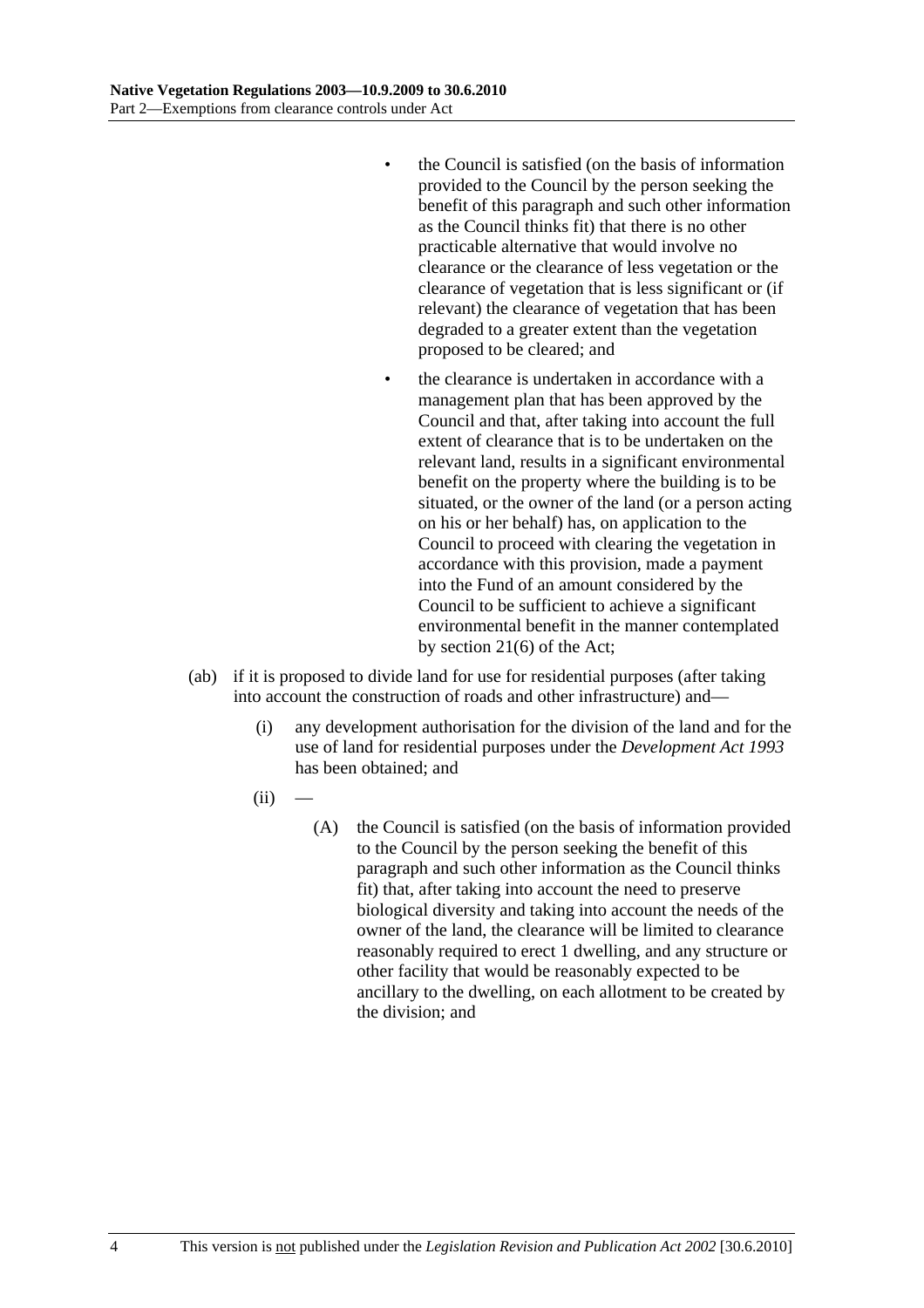- the Council is satisfied (on the basis of information provided to the Council by the person seeking the benefit of this paragraph and such other information as the Council thinks fit) that there is no other practicable alternative that would involve no clearance or the clearance of less vegetation or the clearance of vegetation that is less significant or (if relevant) the clearance of vegetation that has been degraded to a greater extent than the vegetation proposed to be cleared; and
- the clearance is undertaken in accordance with a management plan that has been approved by the Council and that, after taking into account the full extent of clearance that is to be undertaken on the relevant land, results in a significant environmental benefit on the property where the building is to be situated, or the owner of the land (or a person acting on his or her behalf) has, on application to the Council to proceed with clearing the vegetation in accordance with this provision, made a payment into the Fund of an amount considered by the Council to be sufficient to achieve a significant environmental benefit in the manner contemplated by section 21(6) of the Act;

(ab) if it is proposed to divide land for use for residential purposes (after taking into account the construction of roads and other infrastructure) and—

(i) any development authorisation for the division of the land and for the use of land for residential purposes under the *Development Act 1993* has been obtained; and

(ii) —

(A) the Council is satisfied (on the basis of information provided to the Council by the person seeking the benefit of this paragraph and such other information as the Council thinks fit) that, after taking into account the need to preserve biological diversity and taking into account the needs of the owner of the land, the clearance will be limited to clearance reasonably required to erect 1 dwelling, and any structure or other facility that would be reasonably expected to be ancillary to the dwelling, on each allotment to be created by the division; and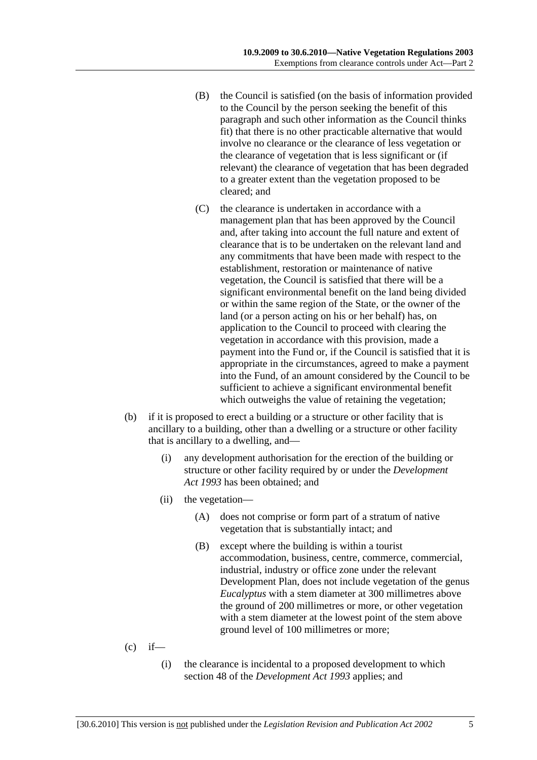(B) the Council is satisfied (on the basis of information provided to the Council by the person seeking the benefit of this paragraph and such other information as the Council thinks fit) that there is no other practicable alternative that would involve no clearance or the clearance of less vegetation or the clearance of vegetation that is less significant or (if relevant) the clearance of vegetation that has been degraded to a greater extent than the vegetation proposed to be cleared; and

(C) the clearance is undertaken in accordance with a management plan that has been approved by the Council and, after taking into account the full nature and extent of clearance that is to be undertaken on the relevant land and any commitments that have been made with respect to the establishment, restoration or maintenance of native vegetation, the Council is satisfied that there will be a significant environmental benefit on the land being divided or within the same region of the State, or the owner of the land (or a person acting on his or her behalf) has, on application to the Council to proceed with clearing the vegetation in accordance with this provision, made a payment into the Fund or, if the Council is satisfied that it is appropriate in the circumstances, agreed to make a payment into the Fund, of an amount considered by the Council to be sufficient to achieve a significant environmental benefit which outweighs the value of retaining the vegetation;

(b) if it is proposed to erect a building or a structure or other facility that is ancillary to a building, other than a dwelling or a structure or other facility that is ancillary to a dwelling, and—

(i) any development authorisation for the erection of the building or structure or other facility required by or under the *Development Act 1993* has been obtained; and

(ii) the vegetation—

(A) does not comprise or form part of a stratum of native vegetation that is substantially intact; and

(B) except where the building is within a tourist accommodation, business, centre, commerce, commercial, industrial, industry or office zone under the relevant Development Plan, does not include vegetation of the genus *Eucalyptus* with a stem diameter at 300 millimetres above the ground of 200 millimetres or more, or other vegetation with a stem diameter at the lowest point of the stem above ground level of 100 millimetres or more;

(c) if—

(i) the clearance is incidental to a proposed development to which section 48 of the *Development Act 1993* applies; and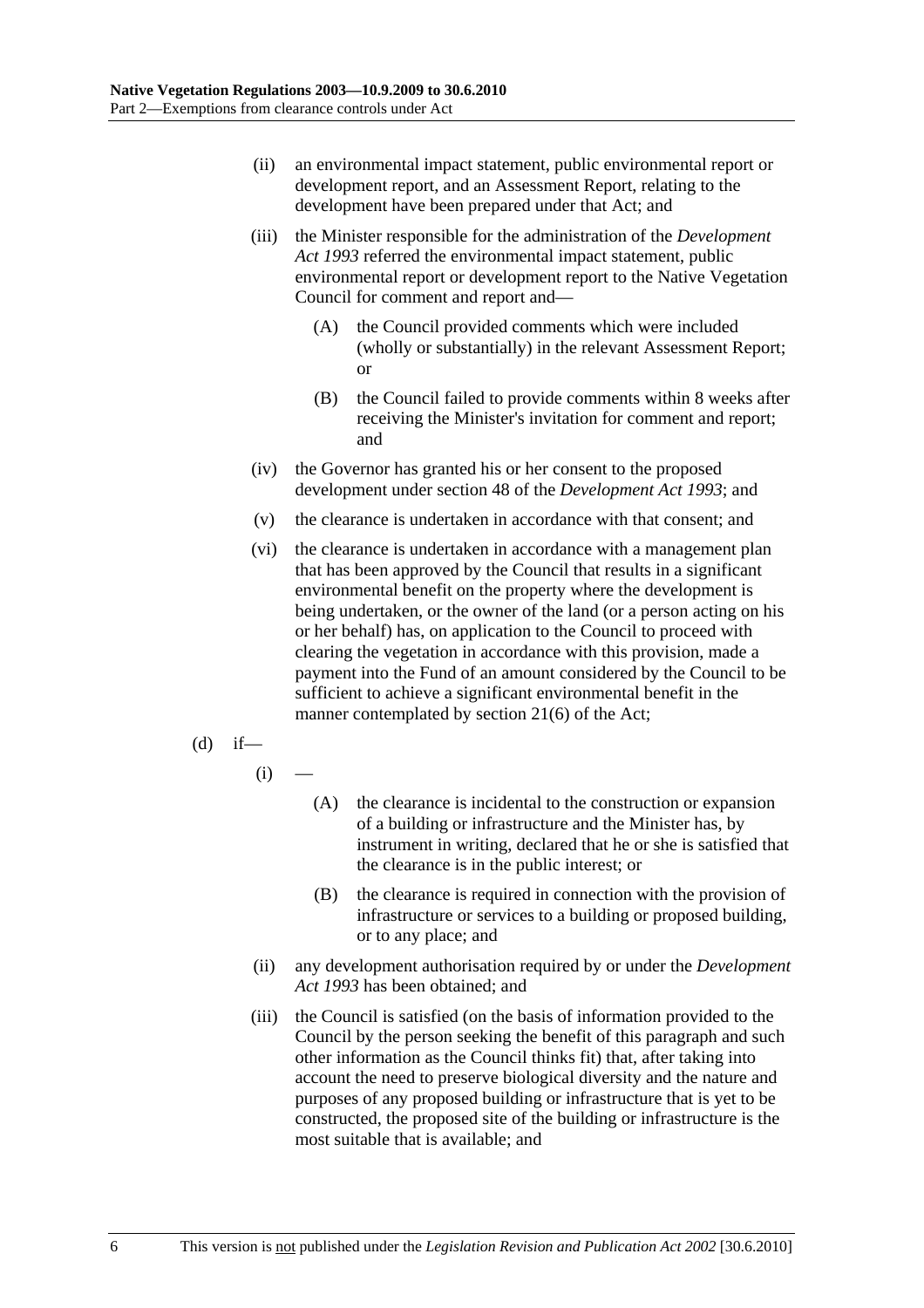(ii) an environmental impact statement, public environmental report or development report, and an Assessment Report, relating to the development have been prepared under that Act; and

(iii) the Minister responsible for the administration of the *Development Act 1993* referred the environmental impact statement, public environmental report or development report to the Native Vegetation Council for comment and report and—

(A) the Council provided comments which were included (wholly or substantially) in the relevant Assessment Report; or

(B) the Council failed to provide comments within 8 weeks after receiving the Minister's invitation for comment and report; and

(iv) the Governor has granted his or her consent to the proposed development under section 48 of the *Development Act 1993*; and

(v) the clearance is undertaken in accordance with that consent; and

(vi) the clearance is undertaken in accordance with a management plan that has been approved by the Council that results in a significant environmental benefit on the property where the development is being undertaken, or the owner of the land (or a person acting on his or her behalf) has, on application to the Council to proceed with clearing the vegetation in accordance with this provision, made a payment into the Fund of an amount considered by the Council to be sufficient to achieve a significant environmental benefit in the manner contemplated by section 21(6) of the Act;

(d) if—

(i) —

(A) the clearance is incidental to the construction or expansion of a building or infrastructure and the Minister has, by instrument in writing, declared that he or she is satisfied that the clearance is in the public interest; or

(B) the clearance is required in connection with the provision of infrastructure or services to a building or proposed building, or to any place; and

(ii) any development authorisation required by or under the *Development Act 1993* has been obtained; and

(iii) the Council is satisfied (on the basis of information provided to the Council by the person seeking the benefit of this paragraph and such other information as the Council thinks fit) that, after taking into account the need to preserve biological diversity and the nature and purposes of any proposed building or infrastructure that is yet to be constructed, the proposed site of the building or infrastructure is the most suitable that is available; and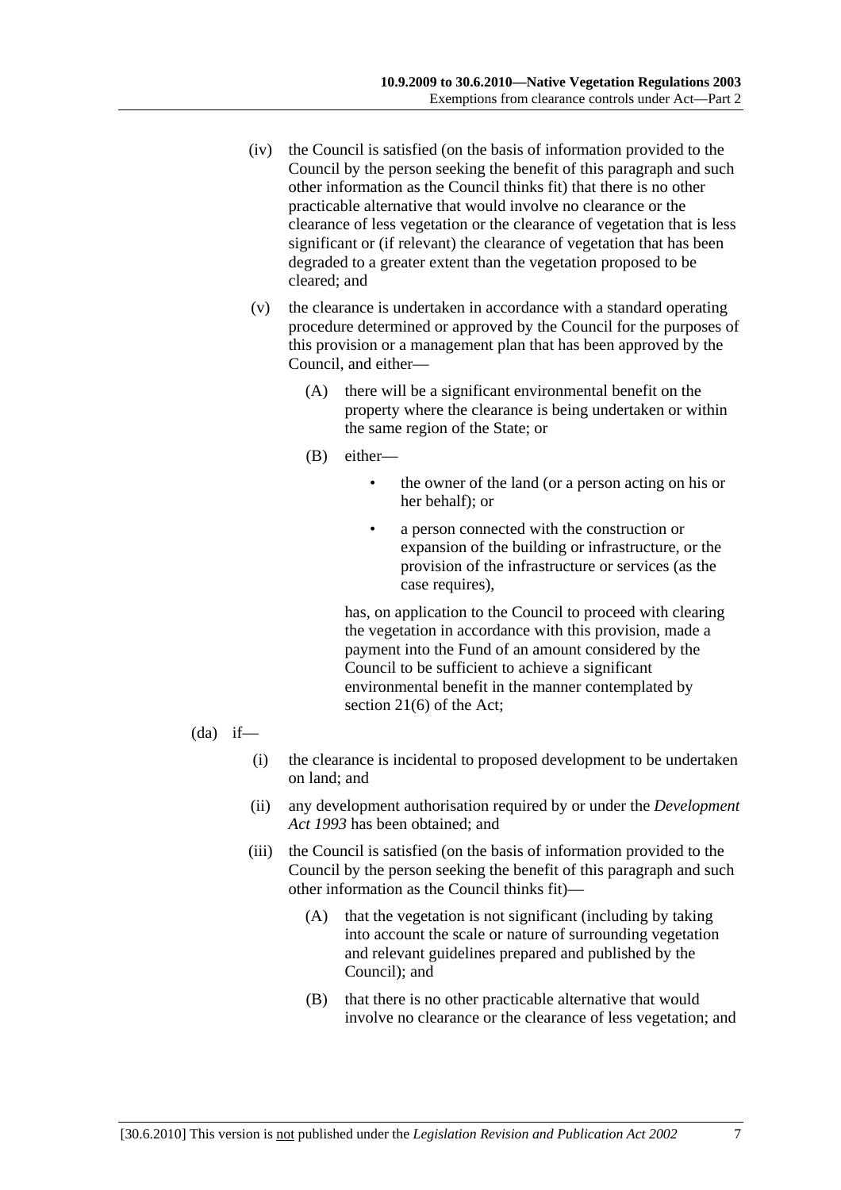(iv) the Council is satisfied (on the basis of information provided to the Council by the person seeking the benefit of this paragraph and such other information as the Council thinks fit) that there is no other practicable alternative that would involve no clearance or the clearance of less vegetation or the clearance of vegetation that is less significant or (if relevant) the clearance of vegetation that has been degraded to a greater extent than the vegetation proposed to be cleared; and

(v) the clearance is undertaken in accordance with a standard operating procedure determined or approved by the Council for the purposes of this provision or a management plan that has been approved by the Council, and either—

(A) there will be a significant environmental benefit on the property where the clearance is being undertaken or within the same region of the State; or

(B) either—

- the owner of the land (or a person acting on his or her behalf); or
- a person connected with the construction or expansion of the building or infrastructure, or the provision of the infrastructure or services (as the case requires),

has, on application to the Council to proceed with clearing the vegetation in accordance with this provision, made a payment into the Fund of an amount considered by the Council to be sufficient to achieve a significant environmental benefit in the manner contemplated by section 21(6) of the Act;

(da) if—

(i) the clearance is incidental to proposed development to be undertaken on land; and

(ii) any development authorisation required by or under the *Development Act 1993* has been obtained; and

(iii) the Council is satisfied (on the basis of information provided to the Council by the person seeking the benefit of this paragraph and such other information as the Council thinks fit)—

(A) that the vegetation is not significant (including by taking into account the scale or nature of surrounding vegetation and relevant guidelines prepared and published by the Council); and

(B) that there is no other practicable alternative that would involve no clearance or the clearance of less vegetation; and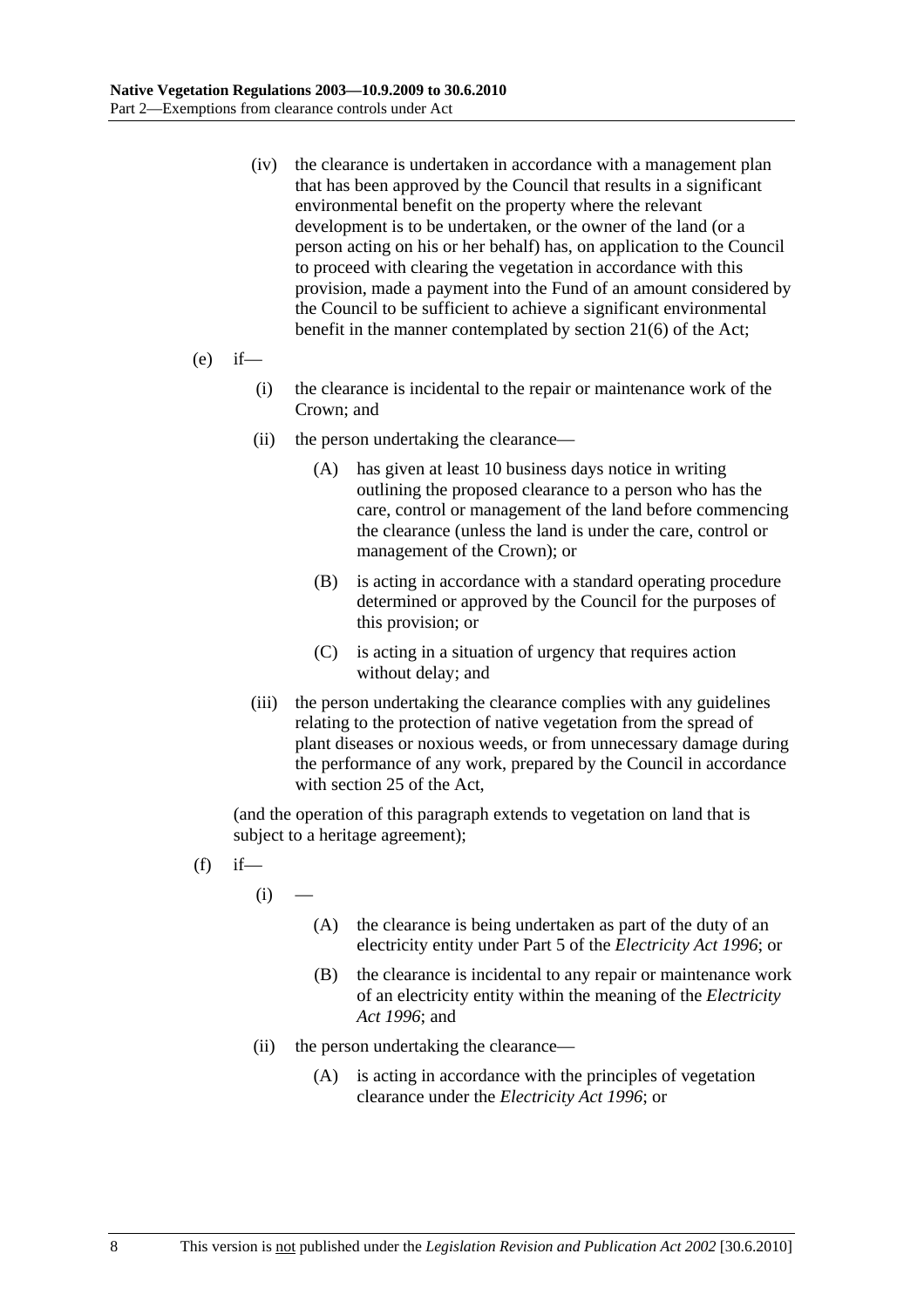(iv) the clearance is undertaken in accordance with a management plan that has been approved by the Council that results in a significant environmental benefit on the property where the relevant development is to be undertaken, or the owner of the land (or a person acting on his or her behalf) has, on application to the Council to proceed with clearing the vegetation in accordance with this provision, made a payment into the Fund of an amount considered by the Council to be sufficient to achieve a significant environmental benefit in the manner contemplated by section 21(6) of the Act;

(e) if—

(i) the clearance is incidental to the repair or maintenance work of the Crown; and

(ii) the person undertaking the clearance—

(A) has given at least 10 business days notice in writing outlining the proposed clearance to a person who has the care, control or management of the land before commencing the clearance (unless the land is under the care, control or management of the Crown); or

(B) is acting in accordance with a standard operating procedure determined or approved by the Council for the purposes of this provision; or

(C) is acting in a situation of urgency that requires action without delay; and

(iii) the person undertaking the clearance complies with any guidelines relating to the protection of native vegetation from the spread of plant diseases or noxious weeds, or from unnecessary damage during the performance of any work, prepared by the Council in accordance with section 25 of the Act,

(and the operation of this paragraph extends to vegetation on land that is subject to a heritage agreement);

(f) if—

(i) —

(A) the clearance is being undertaken as part of the duty of an electricity entity under Part 5 of the *Electricity Act 1996*; or

(B) the clearance is incidental to any repair or maintenance work of an electricity entity within the meaning of the *Electricity Act 1996*; and

(ii) the person undertaking the clearance—

(A) is acting in accordance with the principles of vegetation clearance under the *Electricity Act 1996*; or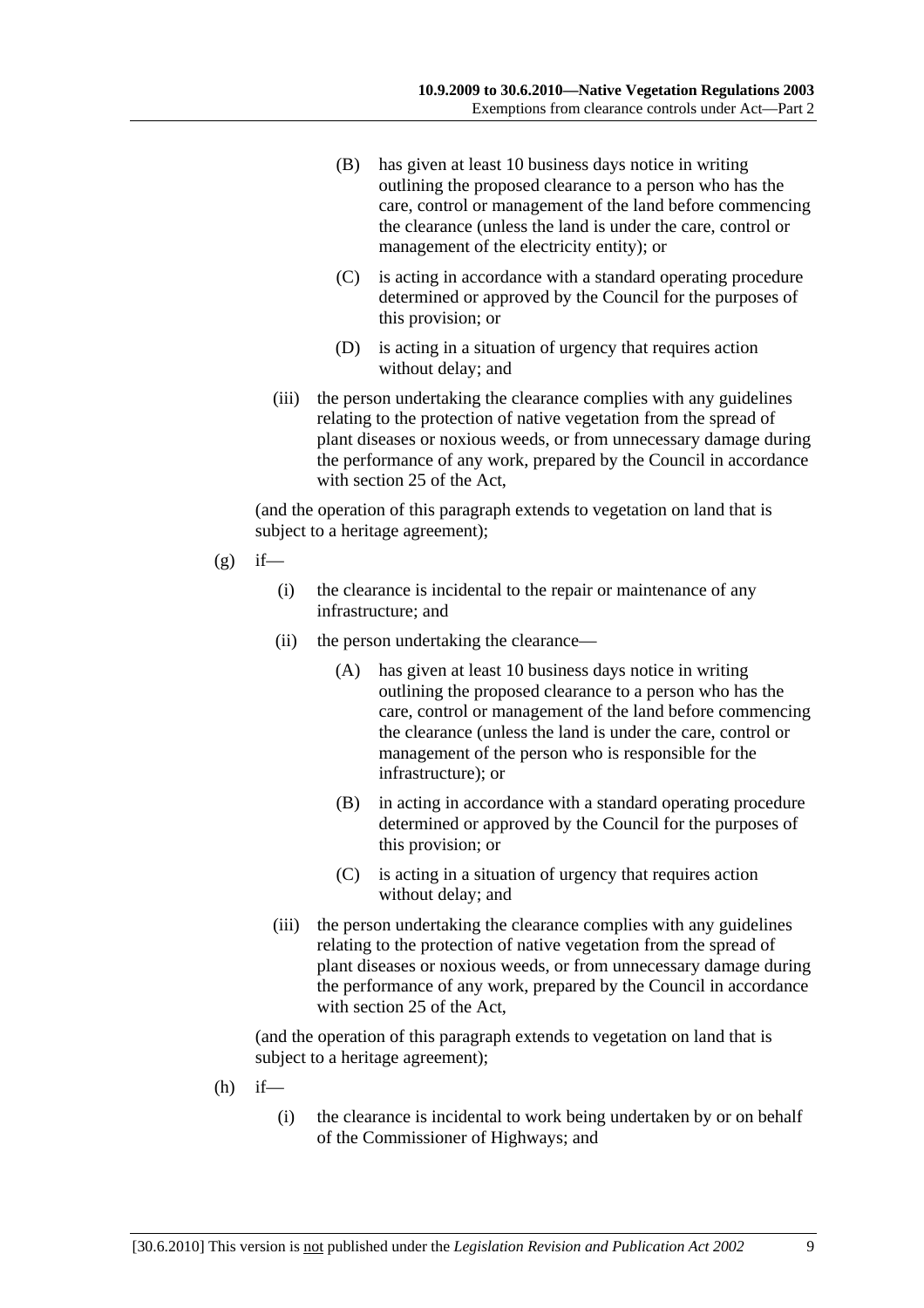(B) has given at least 10 business days notice in writing outlining the proposed clearance to a person who has the care, control or management of the land before commencing the clearance (unless the land is under the care, control or management of the electricity entity); or

(C) is acting in accordance with a standard operating procedure determined or approved by the Council for the purposes of this provision; or

(D) is acting in a situation of urgency that requires action without delay; and

(iii) the person undertaking the clearance complies with any guidelines relating to the protection of native vegetation from the spread of plant diseases or noxious weeds, or from unnecessary damage during the performance of any work, prepared by the Council in accordance with section 25 of the Act,

(and the operation of this paragraph extends to vegetation on land that is subject to a heritage agreement);

(g) if—

(i) the clearance is incidental to the repair or maintenance of any infrastructure; and

(ii) the person undertaking the clearance—

(A) has given at least 10 business days notice in writing outlining the proposed clearance to a person who has the care, control or management of the land before commencing the clearance (unless the land is under the care, control or management of the person who is responsible for the infrastructure); or

(B) in acting in accordance with a standard operating procedure determined or approved by the Council for the purposes of this provision; or

(C) is acting in a situation of urgency that requires action without delay; and

(iii) the person undertaking the clearance complies with any guidelines relating to the protection of native vegetation from the spread of plant diseases or noxious weeds, or from unnecessary damage during the performance of any work, prepared by the Council in accordance with section 25 of the Act,

(and the operation of this paragraph extends to vegetation on land that is subject to a heritage agreement);

(h) if—

(i) the clearance is incidental to work being undertaken by or on behalf of the Commissioner of Highways; and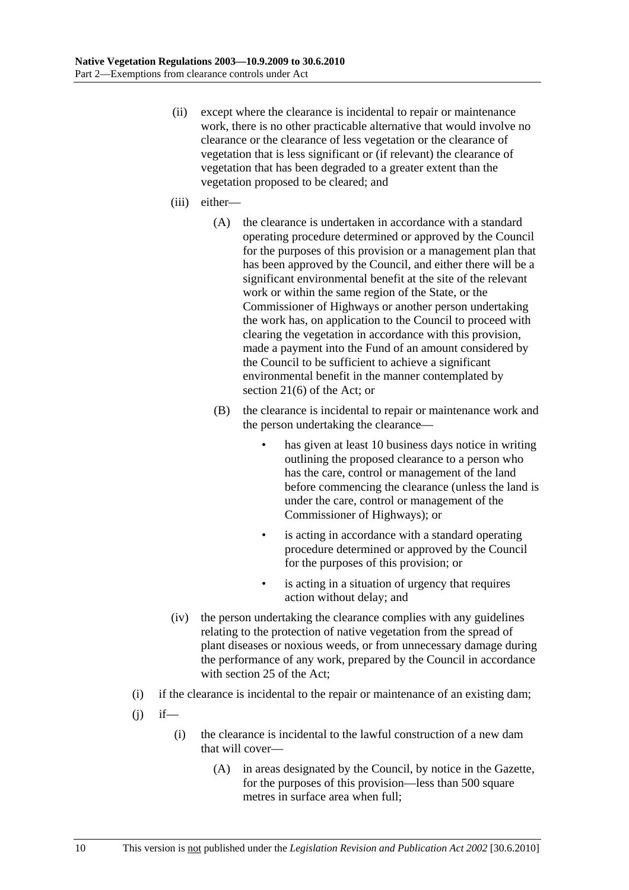(ii) except where the clearance is incidental to repair or maintenance work, there is no other practicable alternative that would involve no clearance or the clearance of less vegetation or the clearance of vegetation that is less significant or (if relevant) the clearance of vegetation that has been degraded to a greater extent than the vegetation proposed to be cleared; and

(iii) either—

(A) the clearance is undertaken in accordance with a standard operating procedure determined or approved by the Council for the purposes of this provision or a management plan that has been approved by the Council, and either there will be a significant environmental benefit at the site of the relevant work or within the same region of the State, or the Commissioner of Highways or another person undertaking the work has, on application to the Council to proceed with clearing the vegetation in accordance with this provision, made a payment into the Fund of an amount considered by the Council to be sufficient to achieve a significant environmental benefit in the manner contemplated by section 21(6) of the Act; or

(B) the clearance is incidental to repair or maintenance work and the person undertaking the clearance—

- has given at least 10 business days notice in writing outlining the proposed clearance to a person who has the care, control or management of the land before commencing the clearance (unless the land is under the care, control or management of the Commissioner of Highways); or
- is acting in accordance with a standard operating procedure determined or approved by the Council for the purposes of this provision; or
- is acting in a situation of urgency that requires action without delay; and

(iv) the person undertaking the clearance complies with any guidelines relating to the protection of native vegetation from the spread of plant diseases or noxious weeds, or from unnecessary damage during the performance of any work, prepared by the Council in accordance with section 25 of the Act;

(i) if the clearance is incidental to the repair or maintenance of an existing dam;

(j) if—

(i) the clearance is incidental to the lawful construction of a new dam that will cover—

(A) in areas designated by the Council, by notice in the Gazette, for the purposes of this provision—less than 500 square metres in surface area when full;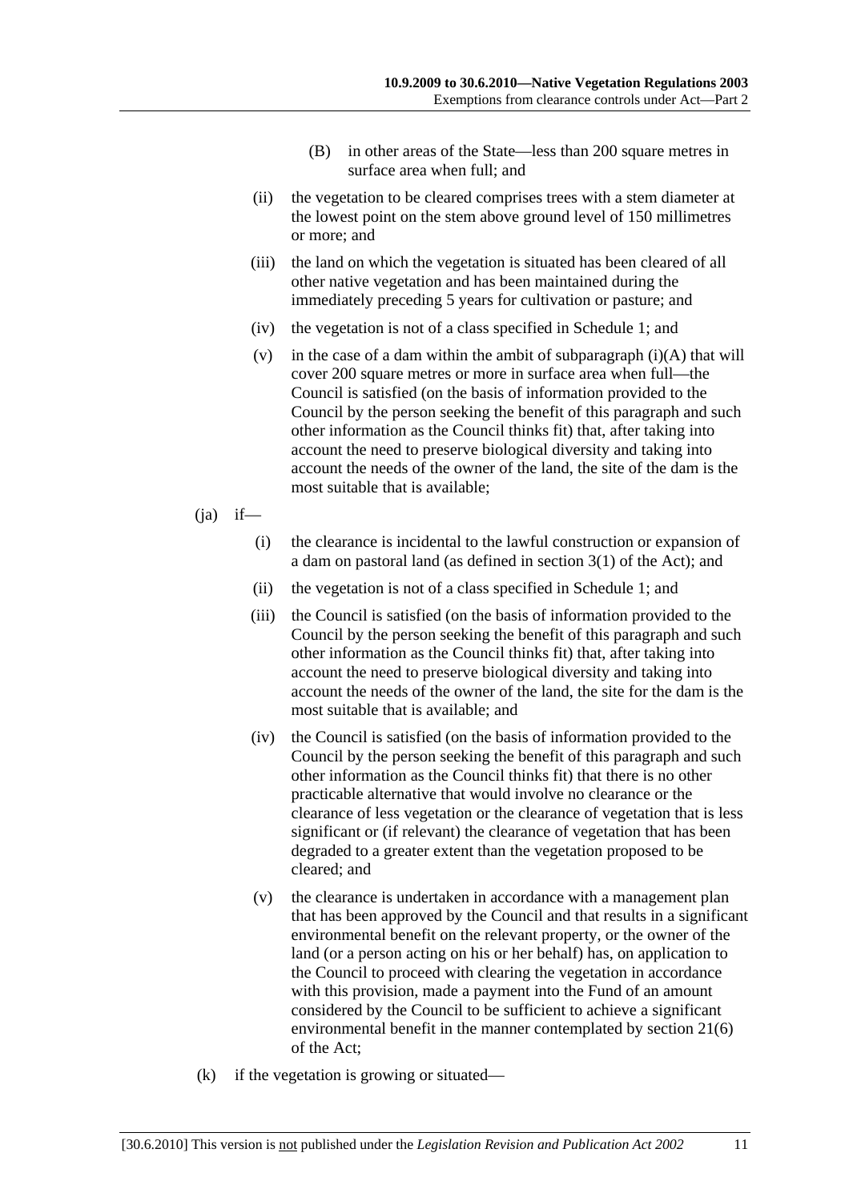(B) in other areas of the State—less than 200 square metres in surface area when full; and

(ii) the vegetation to be cleared comprises trees with a stem diameter at the lowest point on the stem above ground level of 150 millimetres or more; and

(iii) the land on which the vegetation is situated has been cleared of all other native vegetation and has been maintained during the immediately preceding 5 years for cultivation or pasture; and

(iv) the vegetation is not of a class specified in Schedule 1; and

(v) in the case of a dam within the ambit of subparagraph (i)(A) that will cover 200 square metres or more in surface area when full—the Council is satisfied (on the basis of information provided to the Council by the person seeking the benefit of this paragraph and such other information as the Council thinks fit) that, after taking into account the need to preserve biological diversity and taking into account the needs of the owner of the land, the site of the dam is the most suitable that is available;

(ja) if—

(i) the clearance is incidental to the lawful construction or expansion of a dam on pastoral land (as defined in section 3(1) of the Act); and

(ii) the vegetation is not of a class specified in Schedule 1; and

(iii) the Council is satisfied (on the basis of information provided to the Council by the person seeking the benefit of this paragraph and such other information as the Council thinks fit) that, after taking into account the need to preserve biological diversity and taking into account the needs of the owner of the land, the site for the dam is the most suitable that is available; and

(iv) the Council is satisfied (on the basis of information provided to the Council by the person seeking the benefit of this paragraph and such other information as the Council thinks fit) that there is no other practicable alternative that would involve no clearance or the clearance of less vegetation or the clearance of vegetation that is less significant or (if relevant) the clearance of vegetation that has been degraded to a greater extent than the vegetation proposed to be cleared; and

(v) the clearance is undertaken in accordance with a management plan that has been approved by the Council and that results in a significant environmental benefit on the relevant property, or the owner of the land (or a person acting on his or her behalf) has, on application to the Council to proceed with clearing the vegetation in accordance with this provision, made a payment into the Fund of an amount considered by the Council to be sufficient to achieve a significant environmental benefit in the manner contemplated by section 21(6) of the Act;

(k) if the vegetation is growing or situated—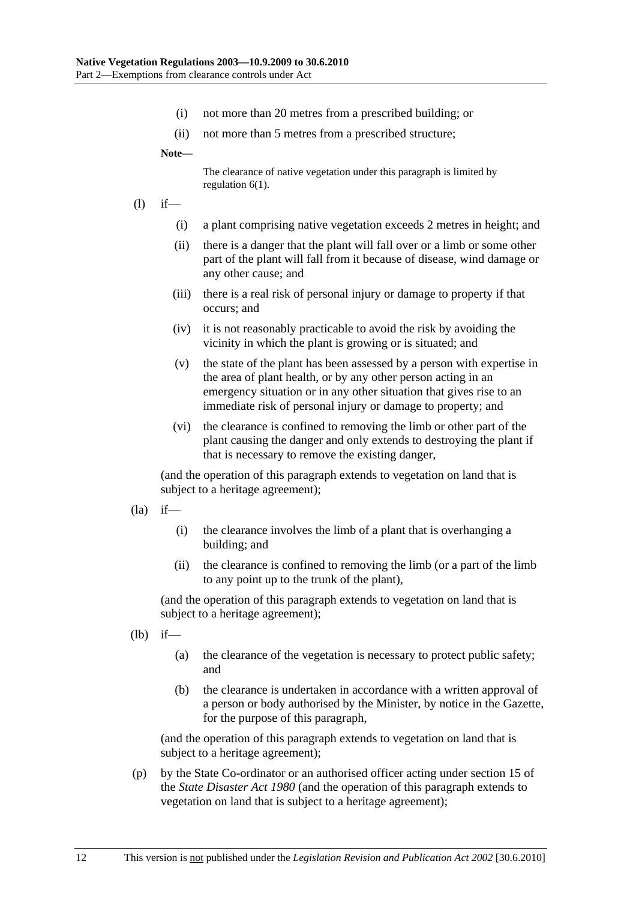(i) not more than 20 metres from a prescribed building; or

(ii) not more than 5 metres from a prescribed structure;

**Note—**

The clearance of native vegetation under this paragraph is limited by regulation 6(1).

(l) if—

(i) a plant comprising native vegetation exceeds 2 metres in height; and

(ii) there is a danger that the plant will fall over or a limb or some other part of the plant will fall from it because of disease, wind damage or any other cause; and

(iii) there is a real risk of personal injury or damage to property if that occurs; and

(iv) it is not reasonably practicable to avoid the risk by avoiding the vicinity in which the plant is growing or is situated; and

(v) the state of the plant has been assessed by a person with expertise in the area of plant health, or by any other person acting in an emergency situation or in any other situation that gives rise to an immediate risk of personal injury or damage to property; and

(vi) the clearance is confined to removing the limb or other part of the plant causing the danger and only extends to destroying the plant if that is necessary to remove the existing danger,

(and the operation of this paragraph extends to vegetation on land that is subject to a heritage agreement);

(la) if—

(i) the clearance involves the limb of a plant that is overhanging a building; and

(ii) the clearance is confined to removing the limb (or a part of the limb to any point up to the trunk of the plant),

(and the operation of this paragraph extends to vegetation on land that is subject to a heritage agreement);

(lb) if—

(a) the clearance of the vegetation is necessary to protect public safety; and

(b) the clearance is undertaken in accordance with a written approval of a person or body authorised by the Minister, by notice in the Gazette, for the purpose of this paragraph,

(and the operation of this paragraph extends to vegetation on land that is subject to a heritage agreement);

(p) by the State Co-ordinator or an authorised officer acting under section 15 of the *State Disaster Act 1980* (and the operation of this paragraph extends to vegetation on land that is subject to a heritage agreement);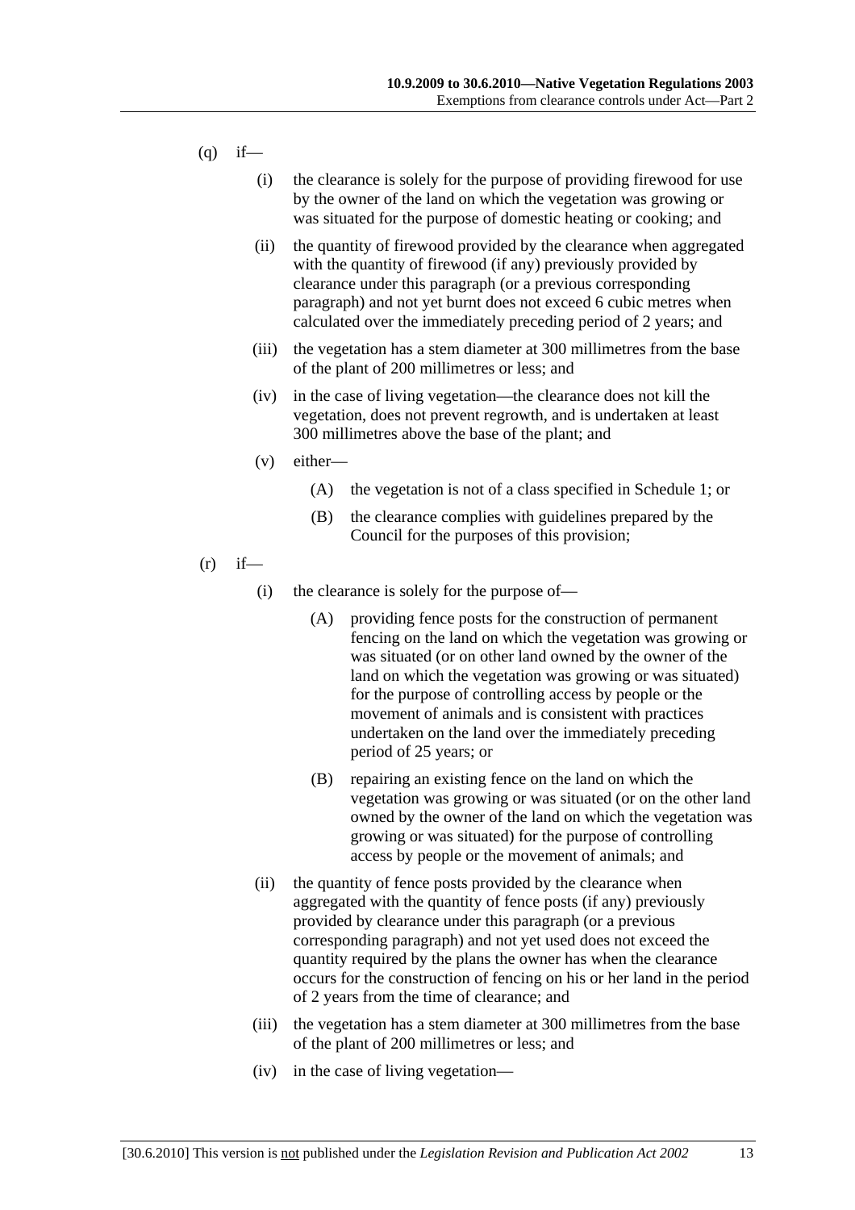(q) if—

  (i) the clearance is solely for the purpose of providing firewood for use by the owner of the land on which the vegetation was growing or was situated for the purpose of domestic heating or cooking; and

  (ii) the quantity of firewood provided by the clearance when aggregated with the quantity of firewood (if any) previously provided by clearance under this paragraph (or a previous corresponding paragraph) and not yet burnt does not exceed 6 cubic metres when calculated over the immediately preceding period of 2 years; and

  (iii) the vegetation has a stem diameter at 300 millimetres from the base of the plant of 200 millimetres or less; and

  (iv) in the case of living vegetation—the clearance does not kill the vegetation, does not prevent regrowth, and is undertaken at least 300 millimetres above the base of the plant; and

  (v) either—

    (A) the vegetation is not of a class specified in Schedule 1; or

    (B) the clearance complies with guidelines prepared by the Council for the purposes of this provision;

(r) if—

  (i) the clearance is solely for the purpose of—

    (A) providing fence posts for the construction of permanent fencing on the land on which the vegetation was growing or was situated (or on other land owned by the owner of the land on which the vegetation was growing or was situated) for the purpose of controlling access by people or the movement of animals and is consistent with practices undertaken on the land over the immediately preceding period of 25 years; or

    (B) repairing an existing fence on the land on which the vegetation was growing or was situated (or on the other land owned by the owner of the land on which the vegetation was growing or was situated) for the purpose of controlling access by people or the movement of animals; and

  (ii) the quantity of fence posts provided by the clearance when aggregated with the quantity of fence posts (if any) previously provided by clearance under this paragraph (or a previous corresponding paragraph) and not yet used does not exceed the quantity required by the plans the owner has when the clearance occurs for the construction of fencing on his or her land in the period of 2 years from the time of clearance; and

  (iii) the vegetation has a stem diameter at 300 millimetres from the base of the plant of 200 millimetres or less; and

  (iv) in the case of living vegetation—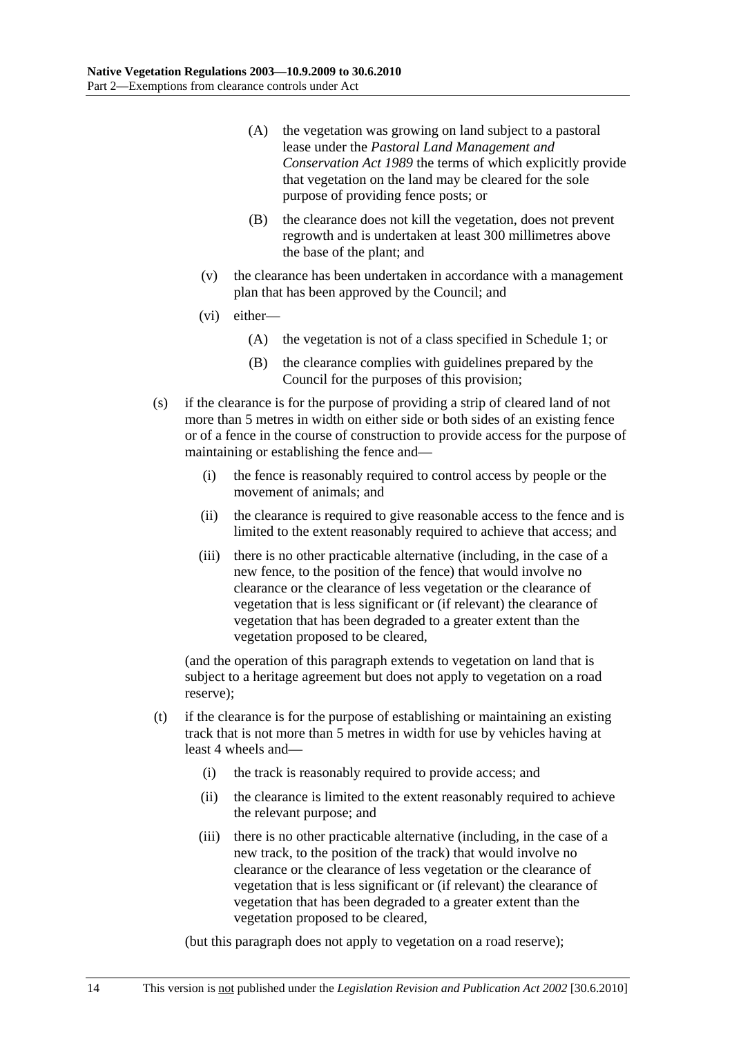(A) the vegetation was growing on land subject to a pastoral lease under the *Pastoral Land Management and Conservation Act 1989* the terms of which explicitly provide that vegetation on the land may be cleared for the sole purpose of providing fence posts; or

(B) the clearance does not kill the vegetation, does not prevent regrowth and is undertaken at least 300 millimetres above the base of the plant; and

(v) the clearance has been undertaken in accordance with a management plan that has been approved by the Council; and

(vi) either—

(A) the vegetation is not of a class specified in Schedule 1; or

(B) the clearance complies with guidelines prepared by the Council for the purposes of this provision;

(s) if the clearance is for the purpose of providing a strip of cleared land of not more than 5 metres in width on either side or both sides of an existing fence or of a fence in the course of construction to provide access for the purpose of maintaining or establishing the fence and—

(i) the fence is reasonably required to control access by people or the movement of animals; and

(ii) the clearance is required to give reasonable access to the fence and is limited to the extent reasonably required to achieve that access; and

(iii) there is no other practicable alternative (including, in the case of a new fence, to the position of the fence) that would involve no clearance or the clearance of less vegetation or the clearance of vegetation that is less significant or (if relevant) the clearance of vegetation that has been degraded to a greater extent than the vegetation proposed to be cleared,

(and the operation of this paragraph extends to vegetation on land that is subject to a heritage agreement but does not apply to vegetation on a road reserve);

(t) if the clearance is for the purpose of establishing or maintaining an existing track that is not more than 5 metres in width for use by vehicles having at least 4 wheels and—

(i) the track is reasonably required to provide access; and

(ii) the clearance is limited to the extent reasonably required to achieve the relevant purpose; and

(iii) there is no other practicable alternative (including, in the case of a new track, to the position of the track) that would involve no clearance or the clearance of less vegetation or the clearance of vegetation that is less significant or (if relevant) the clearance of vegetation that has been degraded to a greater extent than the vegetation proposed to be cleared,

(but this paragraph does not apply to vegetation on a road reserve);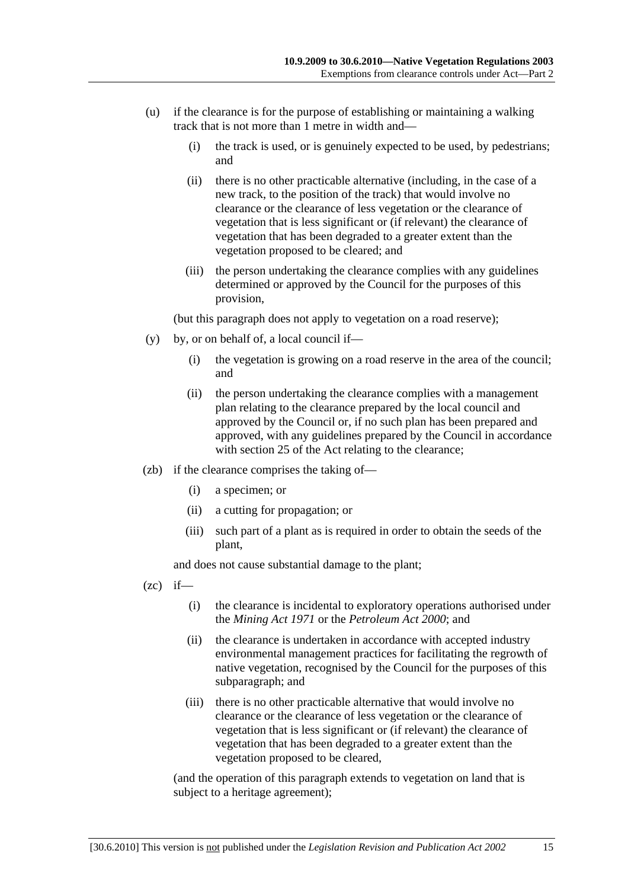(u) if the clearance is for the purpose of establishing or maintaining a walking track that is not more than 1 metre in width and—

(i) the track is used, or is genuinely expected to be used, by pedestrians; and

(ii) there is no other practicable alternative (including, in the case of a new track, to the position of the track) that would involve no clearance or the clearance of less vegetation or the clearance of vegetation that is less significant or (if relevant) the clearance of vegetation that has been degraded to a greater extent than the vegetation proposed to be cleared; and

(iii) the person undertaking the clearance complies with any guidelines determined or approved by the Council for the purposes of this provision,

(but this paragraph does not apply to vegetation on a road reserve);

(y) by, or on behalf of, a local council if—

(i) the vegetation is growing on a road reserve in the area of the council; and

(ii) the person undertaking the clearance complies with a management plan relating to the clearance prepared by the local council and approved by the Council or, if no such plan has been prepared and approved, with any guidelines prepared by the Council in accordance with section 25 of the Act relating to the clearance;

(zb) if the clearance comprises the taking of—

(i) a specimen; or

(ii) a cutting for propagation; or

(iii) such part of a plant as is required in order to obtain the seeds of the plant,

and does not cause substantial damage to the plant;

(zc) if—

(i) the clearance is incidental to exploratory operations authorised under the *Mining Act 1971* or the *Petroleum Act 2000*; and

(ii) the clearance is undertaken in accordance with accepted industry environmental management practices for facilitating the regrowth of native vegetation, recognised by the Council for the purposes of this subparagraph; and

(iii) there is no other practicable alternative that would involve no clearance or the clearance of less vegetation or the clearance of vegetation that is less significant or (if relevant) the clearance of vegetation that has been degraded to a greater extent than the vegetation proposed to be cleared,

(and the operation of this paragraph extends to vegetation on land that is subject to a heritage agreement);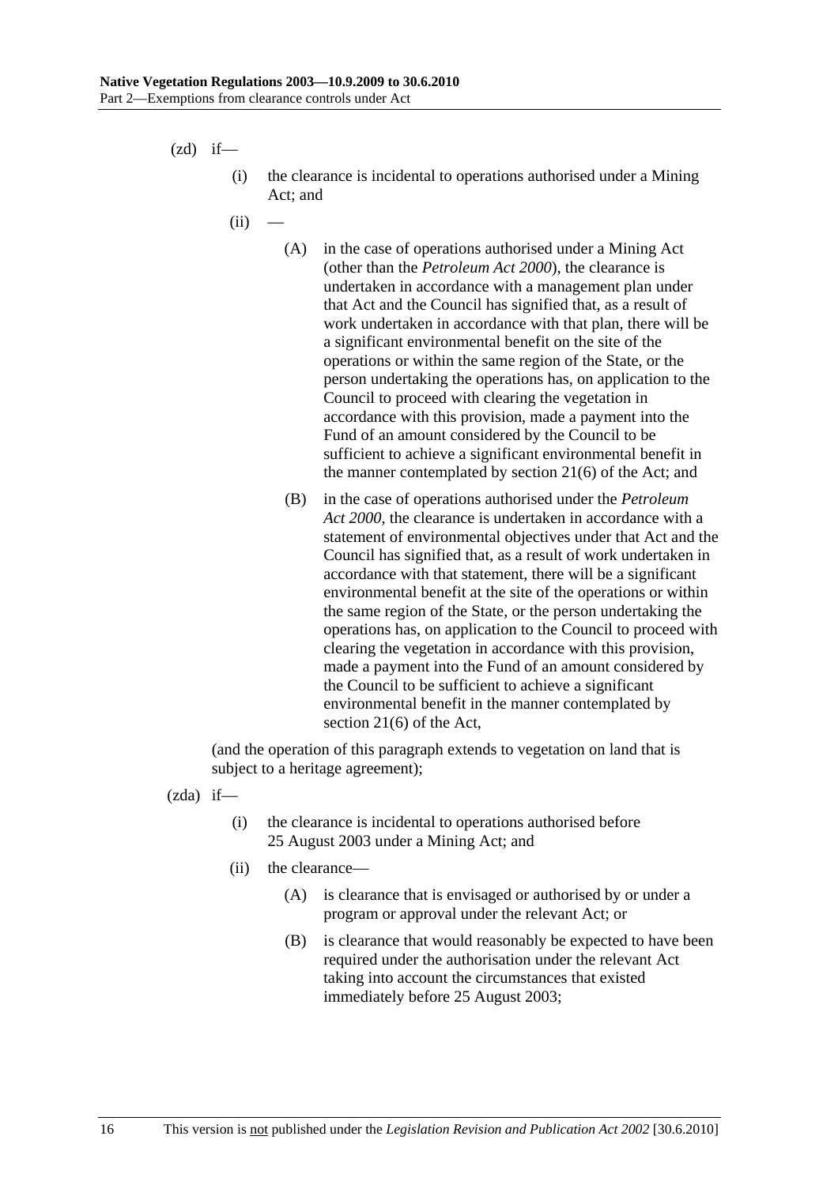(zd) if—

(i) the clearance is incidental to operations authorised under a Mining Act; and

(ii) —

(A) in the case of operations authorised under a Mining Act (other than the *Petroleum Act 2000*), the clearance is undertaken in accordance with a management plan under that Act and the Council has signified that, as a result of work undertaken in accordance with that plan, there will be a significant environmental benefit on the site of the operations or within the same region of the State, or the person undertaking the operations has, on application to the Council to proceed with clearing the vegetation in accordance with this provision, made a payment into the Fund of an amount considered by the Council to be sufficient to achieve a significant environmental benefit in the manner contemplated by section 21(6) of the Act; and

(B) in the case of operations authorised under the *Petroleum Act 2000*, the clearance is undertaken in accordance with a statement of environmental objectives under that Act and the Council has signified that, as a result of work undertaken in accordance with that statement, there will be a significant environmental benefit at the site of the operations or within the same region of the State, or the person undertaking the operations has, on application to the Council to proceed with clearing the vegetation in accordance with this provision, made a payment into the Fund of an amount considered by the Council to be sufficient to achieve a significant environmental benefit in the manner contemplated by section 21(6) of the Act,

(and the operation of this paragraph extends to vegetation on land that is subject to a heritage agreement);

(zda) if—

(i) the clearance is incidental to operations authorised before 25 August 2003 under a Mining Act; and

(ii) the clearance—

(A) is clearance that is envisaged or authorised by or under a program or approval under the relevant Act; or

(B) is clearance that would reasonably be expected to have been required under the authorisation under the relevant Act taking into account the circumstances that existed immediately before 25 August 2003;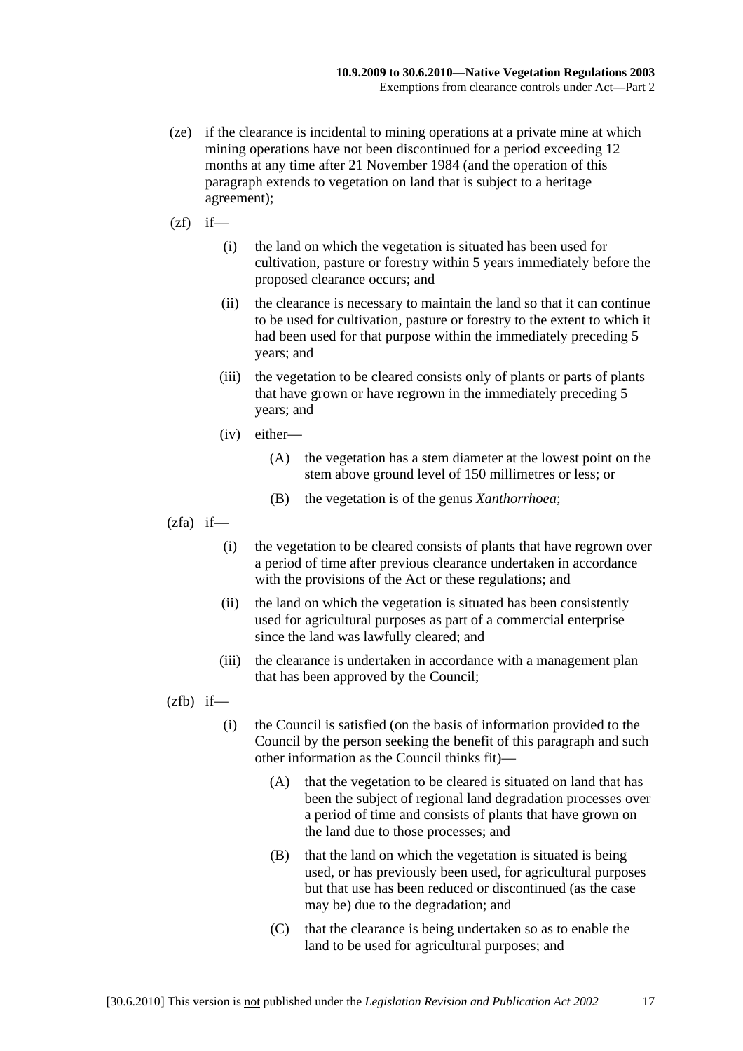(ze) if the clearance is incidental to mining operations at a private mine at which mining operations have not been discontinued for a period exceeding 12 months at any time after 21 November 1984 (and the operation of this paragraph extends to vegetation on land that is subject to a heritage agreement);

(zf) if—

(i) the land on which the vegetation is situated has been used for cultivation, pasture or forestry within 5 years immediately before the proposed clearance occurs; and

(ii) the clearance is necessary to maintain the land so that it can continue to be used for cultivation, pasture or forestry to the extent to which it had been used for that purpose within the immediately preceding 5 years; and

(iii) the vegetation to be cleared consists only of plants or parts of plants that have grown or have regrown in the immediately preceding 5 years; and

(iv) either—

(A) the vegetation has a stem diameter at the lowest point on the stem above ground level of 150 millimetres or less; or

(B) the vegetation is of the genus *Xanthorrhoea*;

(zfa) if—

(i) the vegetation to be cleared consists of plants that have regrown over a period of time after previous clearance undertaken in accordance with the provisions of the Act or these regulations; and

(ii) the land on which the vegetation is situated has been consistently used for agricultural purposes as part of a commercial enterprise since the land was lawfully cleared; and

(iii) the clearance is undertaken in accordance with a management plan that has been approved by the Council;

(zfb) if—

(i) the Council is satisfied (on the basis of information provided to the Council by the person seeking the benefit of this paragraph and such other information as the Council thinks fit)—

(A) that the vegetation to be cleared is situated on land that has been the subject of regional land degradation processes over a period of time and consists of plants that have grown on the land due to those processes; and

(B) that the land on which the vegetation is situated is being used, or has previously been used, for agricultural purposes but that use has been reduced or discontinued (as the case may be) due to the degradation; and

(C) that the clearance is being undertaken so as to enable the land to be used for agricultural purposes; and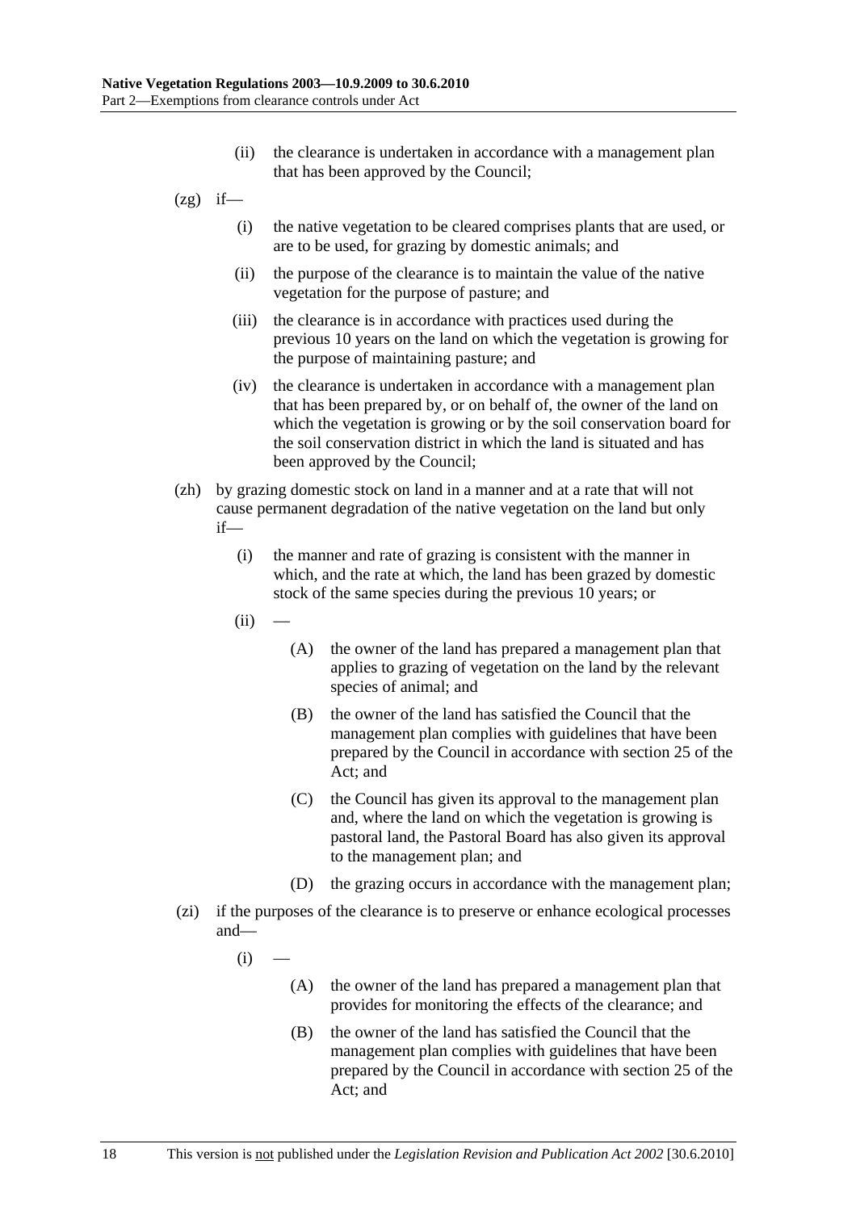(ii) the clearance is undertaken in accordance with a management plan that has been approved by the Council;

(zg) if—

(i) the native vegetation to be cleared comprises plants that are used, or are to be used, for grazing by domestic animals; and

(ii) the purpose of the clearance is to maintain the value of the native vegetation for the purpose of pasture; and

(iii) the clearance is in accordance with practices used during the previous 10 years on the land on which the vegetation is growing for the purpose of maintaining pasture; and

(iv) the clearance is undertaken in accordance with a management plan that has been prepared by, or on behalf of, the owner of the land on which the vegetation is growing or by the soil conservation board for the soil conservation district in which the land is situated and has been approved by the Council;

(zh) by grazing domestic stock on land in a manner and at a rate that will not cause permanent degradation of the native vegetation on the land but only if—

(i) the manner and rate of grazing is consistent with the manner in which, and the rate at which, the land has been grazed by domestic stock of the same species during the previous 10 years; or

(ii) —

(A) the owner of the land has prepared a management plan that applies to grazing of vegetation on the land by the relevant species of animal; and

(B) the owner of the land has satisfied the Council that the management plan complies with guidelines that have been prepared by the Council in accordance with section 25 of the Act; and

(C) the Council has given its approval to the management plan and, where the land on which the vegetation is growing is pastoral land, the Pastoral Board has also given its approval to the management plan; and

(D) the grazing occurs in accordance with the management plan;

(zi) if the purposes of the clearance is to preserve or enhance ecological processes and—

(i) —

(A) the owner of the land has prepared a management plan that provides for monitoring the effects of the clearance; and

(B) the owner of the land has satisfied the Council that the management plan complies with guidelines that have been prepared by the Council in accordance with section 25 of the Act; and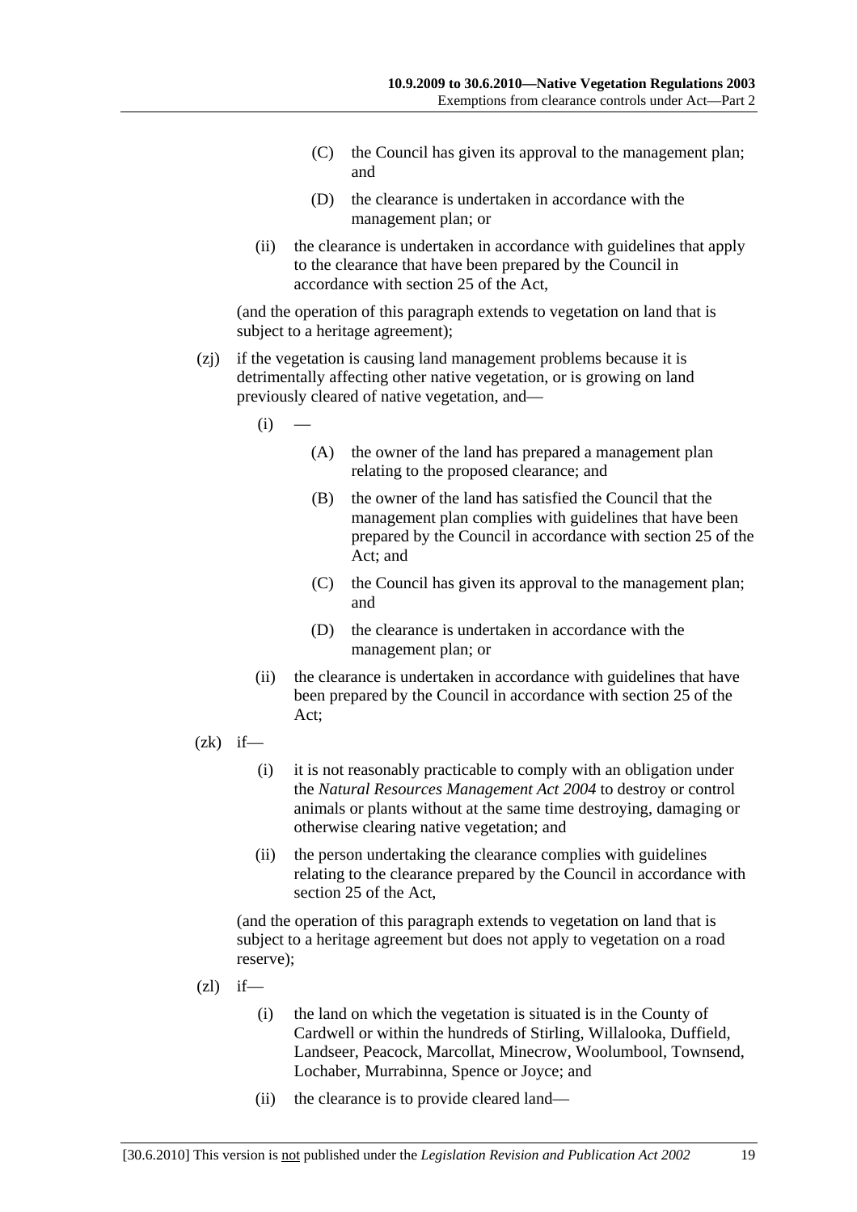(C) the Council has given its approval to the management plan; and

(D) the clearance is undertaken in accordance with the management plan; or

(ii) the clearance is undertaken in accordance with guidelines that apply to the clearance that have been prepared by the Council in accordance with section 25 of the Act,

(and the operation of this paragraph extends to vegetation on land that is subject to a heritage agreement);

(zj) if the vegetation is causing land management problems because it is detrimentally affecting other native vegetation, or is growing on land previously cleared of native vegetation, and—

(i) —

(A) the owner of the land has prepared a management plan relating to the proposed clearance; and

(B) the owner of the land has satisfied the Council that the management plan complies with guidelines that have been prepared by the Council in accordance with section 25 of the Act; and

(C) the Council has given its approval to the management plan; and

(D) the clearance is undertaken in accordance with the management plan; or

(ii) the clearance is undertaken in accordance with guidelines that have been prepared by the Council in accordance with section 25 of the Act;

(zk) if—

(i) it is not reasonably practicable to comply with an obligation under the *Natural Resources Management Act 2004* to destroy or control animals or plants without at the same time destroying, damaging or otherwise clearing native vegetation; and

(ii) the person undertaking the clearance complies with guidelines relating to the clearance prepared by the Council in accordance with section 25 of the Act,

(and the operation of this paragraph extends to vegetation on land that is subject to a heritage agreement but does not apply to vegetation on a road reserve);

(zl) if—

(i) the land on which the vegetation is situated is in the County of Cardwell or within the hundreds of Stirling, Willalooka, Duffield, Landseer, Peacock, Marcollat, Minecrow, Woolumbool, Townsend, Lochaber, Murrabinna, Spence or Joyce; and

(ii) the clearance is to provide cleared land—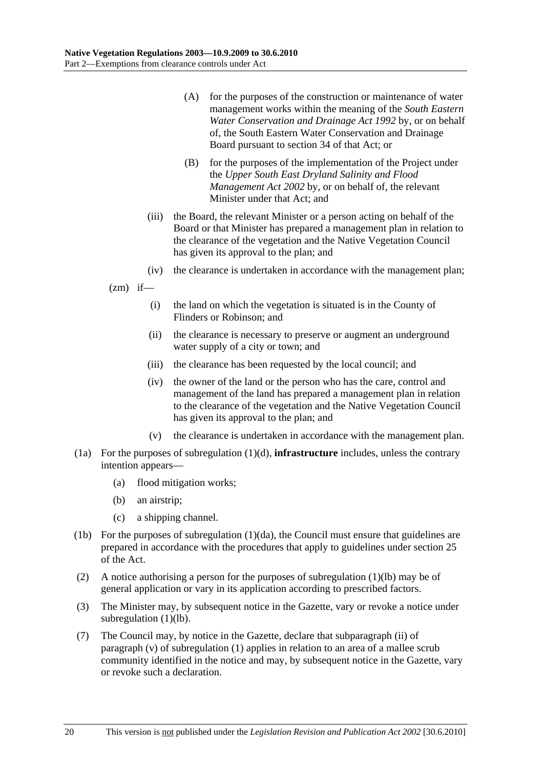(A) for the purposes of the construction or maintenance of water management works within the meaning of the *South Eastern Water Conservation and Drainage Act 1992* by, or on behalf of, the South Eastern Water Conservation and Drainage Board pursuant to section 34 of that Act; or

(B) for the purposes of the implementation of the Project under the *Upper South East Dryland Salinity and Flood Management Act 2002* by, or on behalf of, the relevant Minister under that Act; and

(iii) the Board, the relevant Minister or a person acting on behalf of the Board or that Minister has prepared a management plan in relation to the clearance of the vegetation and the Native Vegetation Council has given its approval to the plan; and

(iv) the clearance is undertaken in accordance with the management plan;

(zm) if—

(i) the land on which the vegetation is situated is in the County of Flinders or Robinson; and

(ii) the clearance is necessary to preserve or augment an underground water supply of a city or town; and

(iii) the clearance has been requested by the local council; and

(iv) the owner of the land or the person who has the care, control and management of the land has prepared a management plan in relation to the clearance of the vegetation and the Native Vegetation Council has given its approval to the plan; and

(v) the clearance is undertaken in accordance with the management plan.

(1a) For the purposes of subregulation (1)(d), **infrastructure** includes, unless the contrary intention appears—

(a) flood mitigation works;

(b) an airstrip;

(c) a shipping channel.

(1b) For the purposes of subregulation (1)(da), the Council must ensure that guidelines are prepared in accordance with the procedures that apply to guidelines under section 25 of the Act.

(2) A notice authorising a person for the purposes of subregulation (1)(lb) may be of general application or vary in its application according to prescribed factors.

(3) The Minister may, by subsequent notice in the Gazette, vary or revoke a notice under subregulation (1)(lb).

(7) The Council may, by notice in the Gazette, declare that subparagraph (ii) of paragraph (v) of subregulation (1) applies in relation to an area of a mallee scrub community identified in the notice and may, by subsequent notice in the Gazette, vary or revoke such a declaration.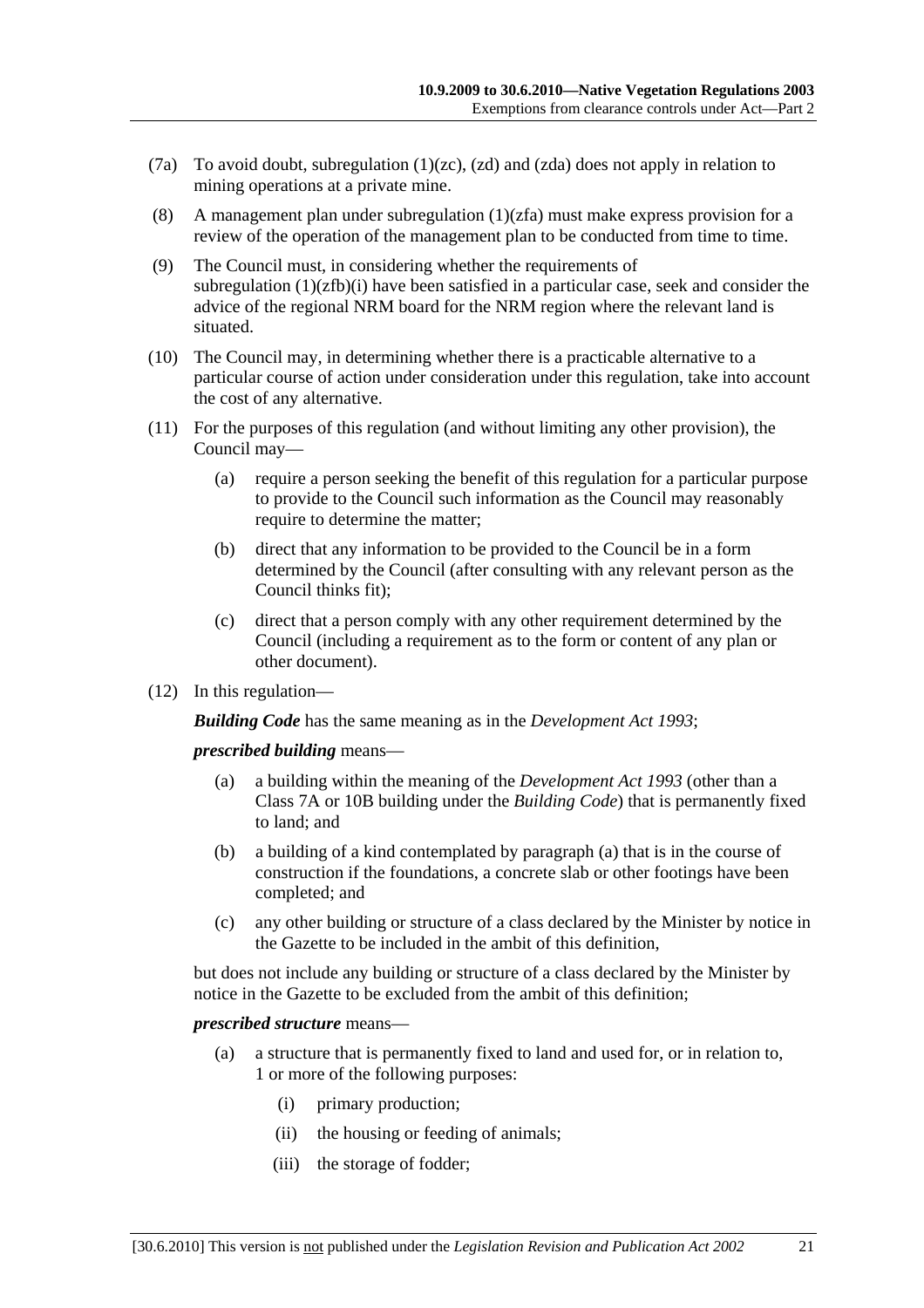(7a) To avoid doubt, subregulation (1)(zc), (zd) and (zda) does not apply in relation to mining operations at a private mine.

(8) A management plan under subregulation (1)(zfa) must make express provision for a review of the operation of the management plan to be conducted from time to time.

(9) The Council must, in considering whether the requirements of subregulation (1)(zfb)(i) have been satisfied in a particular case, seek and consider the advice of the regional NRM board for the NRM region where the relevant land is situated.

(10) The Council may, in determining whether there is a practicable alternative to a particular course of action under consideration under this regulation, take into account the cost of any alternative.

(11) For the purposes of this regulation (and without limiting any other provision), the Council may—

(a) require a person seeking the benefit of this regulation for a particular purpose to provide to the Council such information as the Council may reasonably require to determine the matter;

(b) direct that any information to be provided to the Council be in a form determined by the Council (after consulting with any relevant person as the Council thinks fit);

(c) direct that a person comply with any other requirement determined by the Council (including a requirement as to the form or content of any plan or other document).

(12) In this regulation—

***Building Code*** has the same meaning as in the *Development Act 1993*;

***prescribed building*** means—

(a) a building within the meaning of the *Development Act 1993* (other than a Class 7A or 10B building under the *Building Code*) that is permanently fixed to land; and

(b) a building of a kind contemplated by paragraph (a) that is in the course of construction if the foundations, a concrete slab or other footings have been completed; and

(c) any other building or structure of a class declared by the Minister by notice in the Gazette to be included in the ambit of this definition,

but does not include any building or structure of a class declared by the Minister by notice in the Gazette to be excluded from the ambit of this definition;

***prescribed structure*** means—

(a) a structure that is permanently fixed to land and used for, or in relation to, 1 or more of the following purposes:

(i) primary production;

(ii) the housing or feeding of animals;

(iii) the storage of fodder;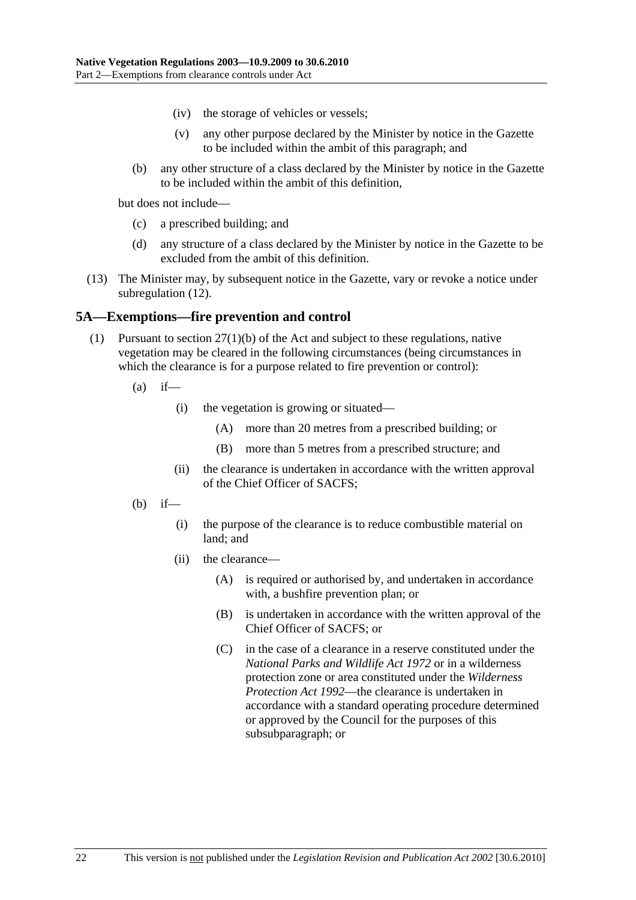(iv) the storage of vehicles or vessels;

(v) any other purpose declared by the Minister by notice in the Gazette to be included within the ambit of this paragraph; and

(b) any other structure of a class declared by the Minister by notice in the Gazette to be included within the ambit of this definition,

but does not include—

(c) a prescribed building; and

(d) any structure of a class declared by the Minister by notice in the Gazette to be excluded from the ambit of this definition.

(13) The Minister may, by subsequent notice in the Gazette, vary or revoke a notice under subregulation (12).

## 5A—Exemptions—fire prevention and control

(1) Pursuant to section 27(1)(b) of the Act and subject to these regulations, native vegetation may be cleared in the following circumstances (being circumstances in which the clearance is for a purpose related to fire prevention or control):

(a) if—

(i) the vegetation is growing or situated—

(A) more than 20 metres from a prescribed building; or

(B) more than 5 metres from a prescribed structure; and

(ii) the clearance is undertaken in accordance with the written approval of the Chief Officer of SACFS;

(b) if—

(i) the purpose of the clearance is to reduce combustible material on land; and

(ii) the clearance—

(A) is required or authorised by, and undertaken in accordance with, a bushfire prevention plan; or

(B) is undertaken in accordance with the written approval of the Chief Officer of SACFS; or

(C) in the case of a clearance in a reserve constituted under the *National Parks and Wildlife Act 1972* or in a wilderness protection zone or area constituted under the *Wilderness Protection Act 1992*—the clearance is undertaken in accordance with a standard operating procedure determined or approved by the Council for the purposes of this subsubparagraph; or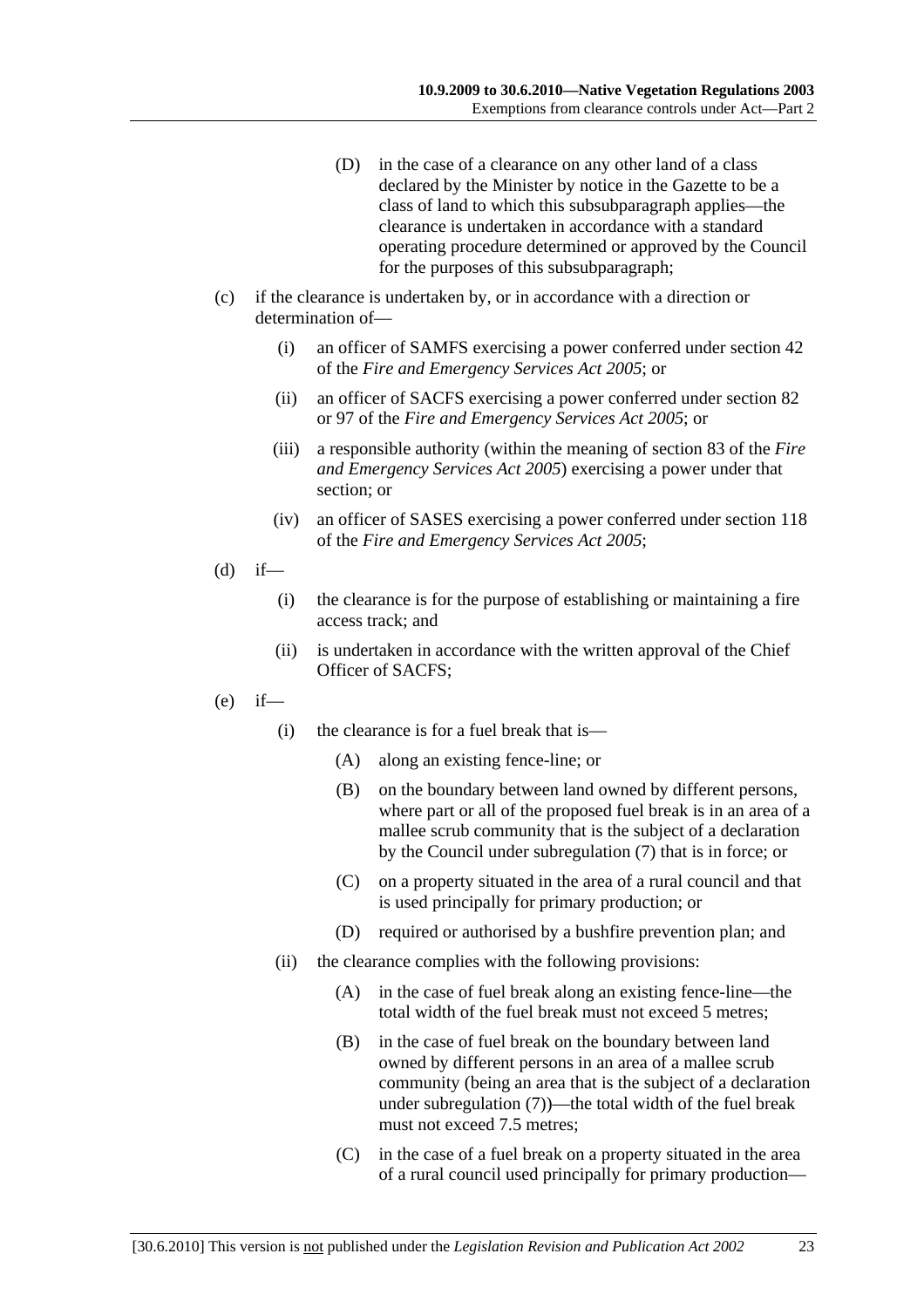(D) in the case of a clearance on any other land of a class declared by the Minister by notice in the Gazette to be a class of land to which this subsubparagraph applies—the clearance is undertaken in accordance with a standard operating procedure determined or approved by the Council for the purposes of this subsubparagraph;

(c) if the clearance is undertaken by, or in accordance with a direction or determination of—

(i) an officer of SAMFS exercising a power conferred under section 42 of the *Fire and Emergency Services Act 2005*; or

(ii) an officer of SACFS exercising a power conferred under section 82 or 97 of the *Fire and Emergency Services Act 2005*; or

(iii) a responsible authority (within the meaning of section 83 of the *Fire and Emergency Services Act 2005*) exercising a power under that section; or

(iv) an officer of SASES exercising a power conferred under section 118 of the *Fire and Emergency Services Act 2005*;

(d) if—

(i) the clearance is for the purpose of establishing or maintaining a fire access track; and

(ii) is undertaken in accordance with the written approval of the Chief Officer of SACFS;

(e) if—

(i) the clearance is for a fuel break that is—

(A) along an existing fence-line; or

(B) on the boundary between land owned by different persons, where part or all of the proposed fuel break is in an area of a mallee scrub community that is the subject of a declaration by the Council under subregulation (7) that is in force; or

(C) on a property situated in the area of a rural council and that is used principally for primary production; or

(D) required or authorised by a bushfire prevention plan; and

(ii) the clearance complies with the following provisions:

(A) in the case of fuel break along an existing fence-line—the total width of the fuel break must not exceed 5 metres;

(B) in the case of fuel break on the boundary between land owned by different persons in an area of a mallee scrub community (being an area that is the subject of a declaration under subregulation (7))—the total width of the fuel break must not exceed 7.5 metres;

(C) in the case of a fuel break on a property situated in the area of a rural council used principally for primary production—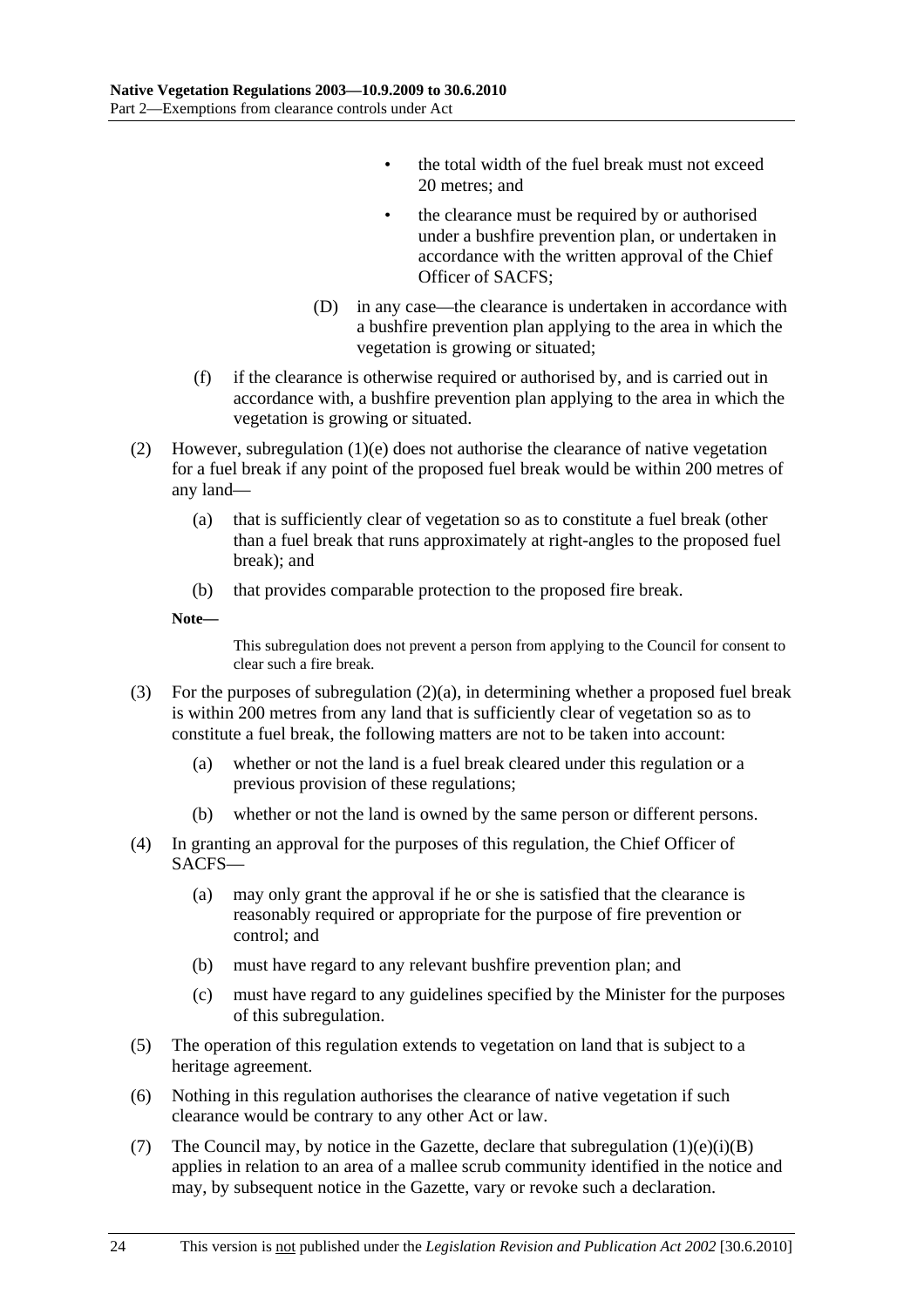- the total width of the fuel break must not exceed 20 metres; and
- the clearance must be required by or authorised under a bushfire prevention plan, or undertaken in accordance with the written approval of the Chief Officer of SACFS;

(D) in any case—the clearance is undertaken in accordance with a bushfire prevention plan applying to the area in which the vegetation is growing or situated;

(f) if the clearance is otherwise required or authorised by, and is carried out in accordance with, a bushfire prevention plan applying to the area in which the vegetation is growing or situated.

(2) However, subregulation (1)(e) does not authorise the clearance of native vegetation for a fuel break if any point of the proposed fuel break would be within 200 metres of any land—

(a) that is sufficiently clear of vegetation so as to constitute a fuel break (other than a fuel break that runs approximately at right-angles to the proposed fuel break); and

(b) that provides comparable protection to the proposed fire break.

**Note—**

This subregulation does not prevent a person from applying to the Council for consent to clear such a fire break.

(3) For the purposes of subregulation (2)(a), in determining whether a proposed fuel break is within 200 metres from any land that is sufficiently clear of vegetation so as to constitute a fuel break, the following matters are not to be taken into account:

(a) whether or not the land is a fuel break cleared under this regulation or a previous provision of these regulations;

(b) whether or not the land is owned by the same person or different persons.

(4) In granting an approval for the purposes of this regulation, the Chief Officer of SACFS—

(a) may only grant the approval if he or she is satisfied that the clearance is reasonably required or appropriate for the purpose of fire prevention or control; and

(b) must have regard to any relevant bushfire prevention plan; and

(c) must have regard to any guidelines specified by the Minister for the purposes of this subregulation.

(5) The operation of this regulation extends to vegetation on land that is subject to a heritage agreement.

(6) Nothing in this regulation authorises the clearance of native vegetation if such clearance would be contrary to any other Act or law.

(7) The Council may, by notice in the Gazette, declare that subregulation (1)(e)(i)(B) applies in relation to an area of a mallee scrub community identified in the notice and may, by subsequent notice in the Gazette, vary or revoke such a declaration.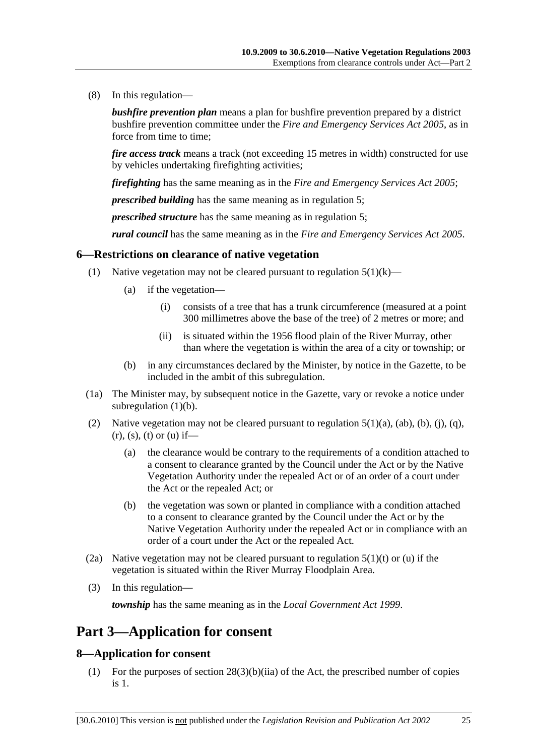(8) In this regulation—

***bushfire prevention plan*** means a plan for bushfire prevention prepared by a district bushfire prevention committee under the *Fire and Emergency Services Act 2005*, as in force from time to time;

***fire access track*** means a track (not exceeding 15 metres in width) constructed for use by vehicles undertaking firefighting activities;

***firefighting*** has the same meaning as in the *Fire and Emergency Services Act 2005*;

***prescribed building*** has the same meaning as in regulation 5;

***prescribed structure*** has the same meaning as in regulation 5;

***rural council*** has the same meaning as in the *Fire and Emergency Services Act 2005*.

### 6—Restrictions on clearance of native vegetation

(1) Native vegetation may not be cleared pursuant to regulation 5(1)(k)—

(a) if the vegetation—

(i) consists of a tree that has a trunk circumference (measured at a point 300 millimetres above the base of the tree) of 2 metres or more; and

(ii) is situated within the 1956 flood plain of the River Murray, other than where the vegetation is within the area of a city or township; or

(b) in any circumstances declared by the Minister, by notice in the Gazette, to be included in the ambit of this subregulation.

(1a) The Minister may, by subsequent notice in the Gazette, vary or revoke a notice under subregulation (1)(b).

(2) Native vegetation may not be cleared pursuant to regulation 5(1)(a), (ab), (b), (j), (q), (r), (s), (t) or (u) if—

(a) the clearance would be contrary to the requirements of a condition attached to a consent to clearance granted by the Council under the Act or by the Native Vegetation Authority under the repealed Act or of an order of a court under the Act or the repealed Act; or

(b) the vegetation was sown or planted in compliance with a condition attached to a consent to clearance granted by the Council under the Act or by the Native Vegetation Authority under the repealed Act or in compliance with an order of a court under the Act or the repealed Act.

(2a) Native vegetation may not be cleared pursuant to regulation 5(1)(t) or (u) if the vegetation is situated within the River Murray Floodplain Area.

(3) In this regulation—

***township*** has the same meaning as in the *Local Government Act 1999*.

## Part 3—Application for consent

### 8—Application for consent

(1) For the purposes of section 28(3)(b)(iia) of the Act, the prescribed number of copies is 1.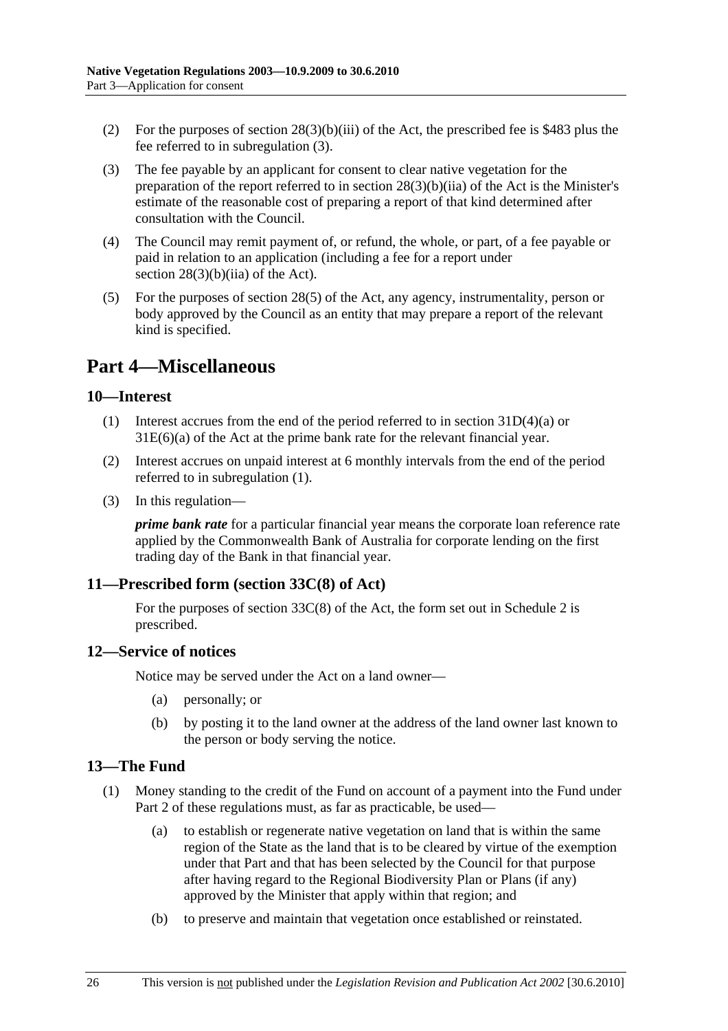(2) For the purposes of section 28(3)(b)(iii) of the Act, the prescribed fee is $483 plus the fee referred to in subregulation (3).

(3) The fee payable by an applicant for consent to clear native vegetation for the preparation of the report referred to in section 28(3)(b)(iia) of the Act is the Minister's estimate of the reasonable cost of preparing a report of that kind determined after consultation with the Council.

(4) The Council may remit payment of, or refund, the whole, or part, of a fee payable or paid in relation to an application (including a fee for a report under section 28(3)(b)(iia) of the Act).

(5) For the purposes of section 28(5) of the Act, any agency, instrumentality, person or body approved by the Council as an entity that may prepare a report of the relevant kind is specified.

# Part 4—Miscellaneous

## 10—Interest

(1) Interest accrues from the end of the period referred to in section 31D(4)(a) or 31E(6)(a) of the Act at the prime bank rate for the relevant financial year.

(2) Interest accrues on unpaid interest at 6 monthly intervals from the end of the period referred to in subregulation (1).

(3) In this regulation—

***prime bank rate*** for a particular financial year means the corporate loan reference rate applied by the Commonwealth Bank of Australia for corporate lending on the first trading day of the Bank in that financial year.

## 11—Prescribed form (section 33C(8) of Act)

For the purposes of section 33C(8) of the Act, the form set out in Schedule 2 is prescribed.

## 12—Service of notices

Notice may be served under the Act on a land owner—

(a) personally; or

(b) by posting it to the land owner at the address of the land owner last known to the person or body serving the notice.

## 13—The Fund

(1) Money standing to the credit of the Fund on account of a payment into the Fund under Part 2 of these regulations must, as far as practicable, be used—

(a) to establish or regenerate native vegetation on land that is within the same region of the State as the land that is to be cleared by virtue of the exemption under that Part and that has been selected by the Council for that purpose after having regard to the Regional Biodiversity Plan or Plans (if any) approved by the Minister that apply within that region; and

(b) to preserve and maintain that vegetation once established or reinstated.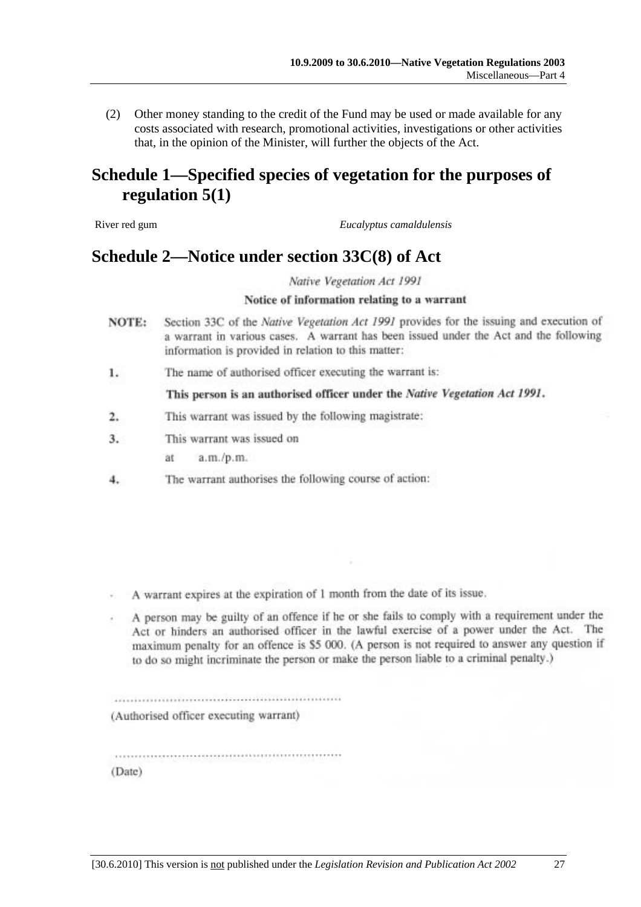(2) Other money standing to the credit of the Fund may be used or made available for any costs associated with research, promotional activities, investigations or other activities that, in the opinion of the Minister, will further the objects of the Act.

# Schedule 1—Specified species of vegetation for the purposes of regulation 5(1)

River red gum *Eucalyptus camaldulensis*

# Schedule 2—Notice under section 33C(8) of Act

*Native Vegetation Act 1991*

**Notice of information relating to a warrant**

**NOTE:** Section 33C of the *Native Vegetation Act 1991* provides for the issuing and execution of a warrant in various cases. A warrant has been issued under the Act and the following information is provided in relation to this matter:

1. The name of authorised officer executing the warrant is:

   **This person is an authorised officer under the *Native Vegetation Act 1991*.**

2. This warrant was issued by the following magistrate:

3. This warrant was issued on

   at a.m./p.m.

4. The warrant authorises the following course of action:

- A warrant expires at the expiration of 1 month from the date of its issue.
- A person may be guilty of an offence if he or she fails to comply with a requirement under the Act or hinders an authorised officer in the lawful exercise of a power under the Act. The maximum penalty for an offence is $5 000. (A person is not required to answer any question if to do so might incriminate the person or make the person liable to a criminal penalty.)

..............................................................

(Authorised officer executing warrant)

..............................................................

(Date)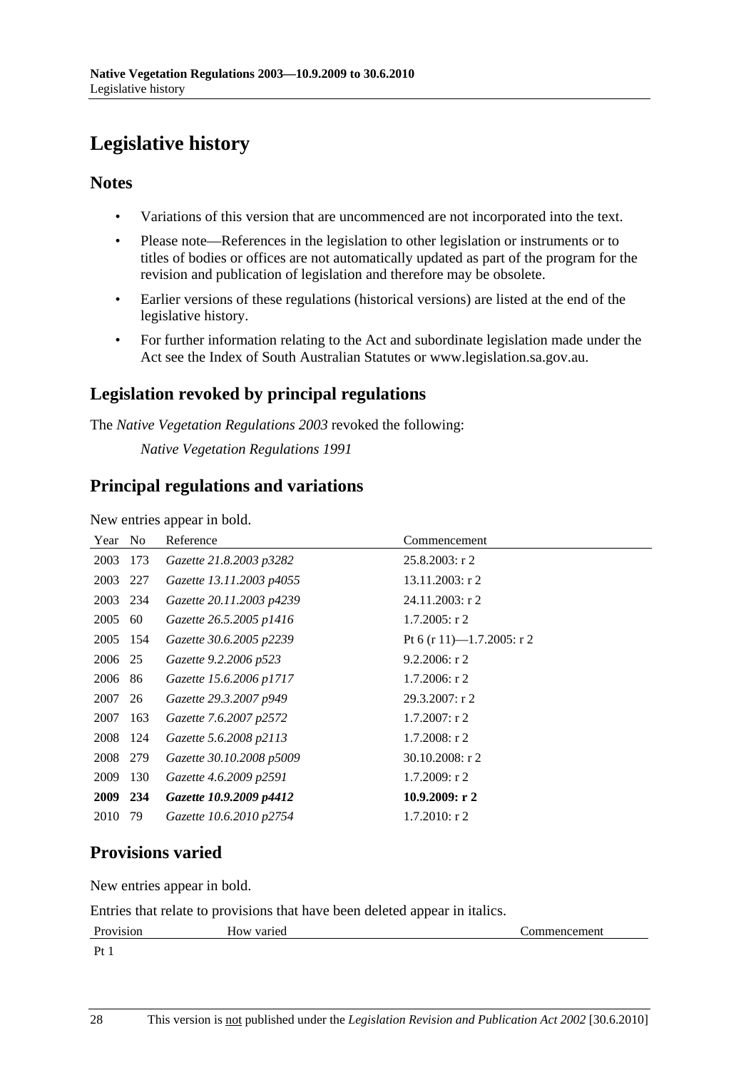# Legislative history

## Notes

- Variations of this version that are uncommenced are not incorporated into the text.
- Please note—References in the legislation to other legislation or instruments or to titles of bodies or offices are not automatically updated as part of the program for the revision and publication of legislation and therefore may be obsolete.
- Earlier versions of these regulations (historical versions) are listed at the end of the legislative history.
- For further information relating to the Act and subordinate legislation made under the Act see the Index of South Australian Statutes or www.legislation.sa.gov.au.

## Legislation revoked by principal regulations

The *Native Vegetation Regulations 2003* revoked the following:

*Native Vegetation Regulations 1991*

## Principal regulations and variations

New entries appear in bold.

| Year | No | Reference | Commencement |
|---|---|---|---|
| 2003 | 173 | *Gazette 21.8.2003 p3282* | 25.8.2003: r 2 |
| 2003 | 227 | *Gazette 13.11.2003 p4055* | 13.11.2003: r 2 |
| 2003 | 234 | *Gazette 20.11.2003 p4239* | 24.11.2003: r 2 |
| 2005 | 60 | *Gazette 26.5.2005 p1416* | 1.7.2005: r 2 |
| 2005 | 154 | *Gazette 30.6.2005 p2239* | Pt 6 (r 11)—1.7.2005: r 2 |
| 2006 | 25 | *Gazette 9.2.2006 p523* | 9.2.2006: r 2 |
| 2006 | 86 | *Gazette 15.6.2006 p1717* | 1.7.2006: r 2 |
| 2007 | 26 | *Gazette 29.3.2007 p949* | 29.3.2007: r 2 |
| 2007 | 163 | *Gazette 7.6.2007 p2572* | 1.7.2007: r 2 |
| 2008 | 124 | *Gazette 5.6.2008 p2113* | 1.7.2008: r 2 |
| 2008 | 279 | *Gazette 30.10.2008 p5009* | 30.10.2008: r 2 |
| 2009 | 130 | *Gazette 4.6.2009 p2591* | 1.7.2009: r 2 |
| **2009** | **234** | ***Gazette 10.9.2009 p4412*** | **10.9.2009: r 2** |
| 2010 | 79 | *Gazette 10.6.2010 p2754* | 1.7.2010: r 2 |

## Provisions varied

New entries appear in bold.

Entries that relate to provisions that have been deleted appear in italics.

| Provision | How varied | Commencement |
|---|---|---|
| Pt 1 | | |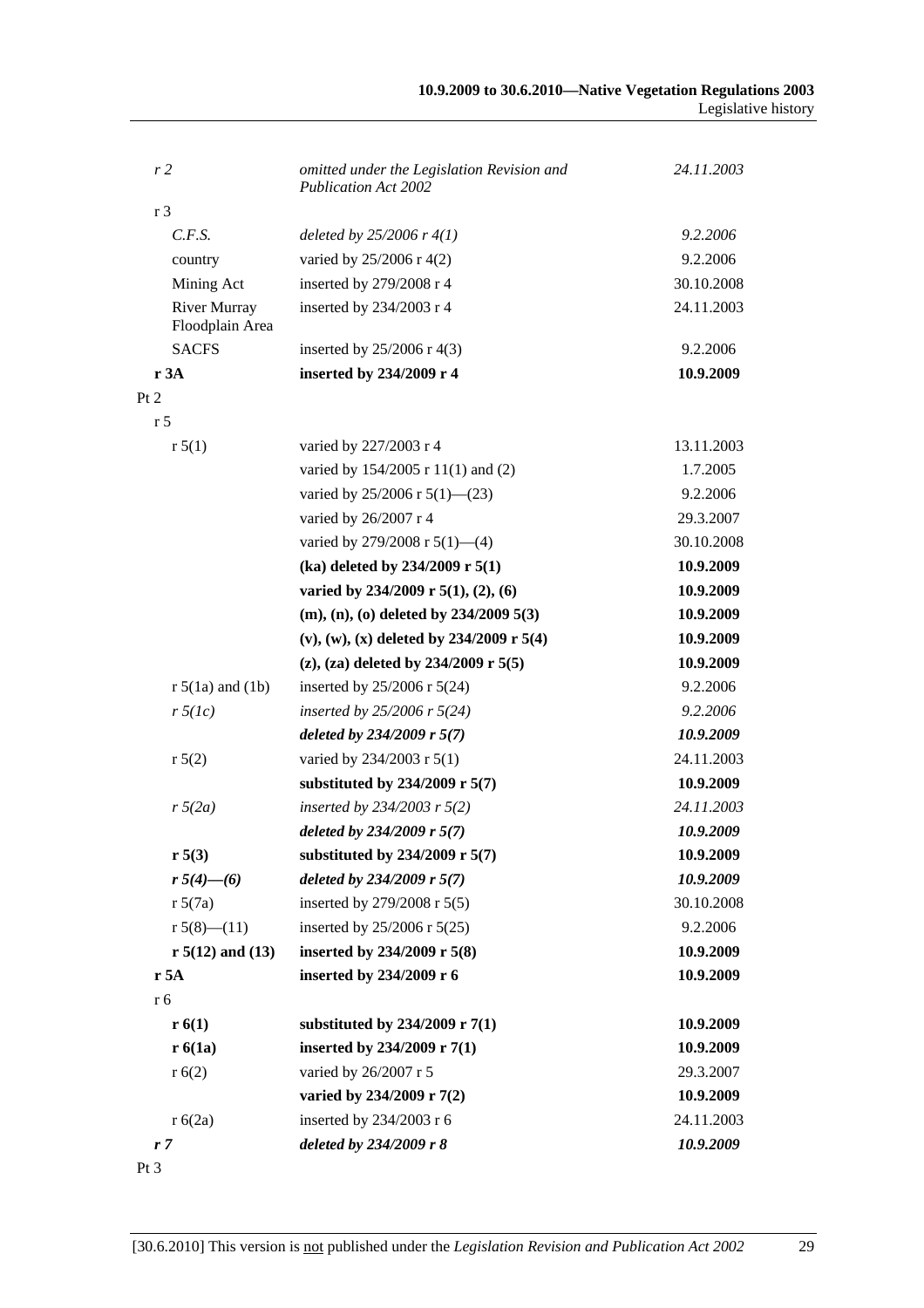| | | |
|---|---|---|
| *r 2* | *omitted under the Legislation Revision and Publication Act 2002* | *24.11.2003* |
| r 3 | | |
| *C.F.S.* | *deleted by 25/2006 r 4(1)* | *9.2.2006* |
| country | varied by 25/2006 r 4(2) | 9.2.2006 |
| Mining Act | inserted by 279/2008 r 4 | 30.10.2008 |
| River Murray Floodplain Area | inserted by 234/2003 r 4 | 24.11.2003 |
| SACFS | inserted by 25/2006 r 4(3) | 9.2.2006 |
| **r 3A** | **inserted by 234/2009 r 4** | **10.9.2009** |
| Pt 2 | | |
| r 5 | | |
| r 5(1) | varied by 227/2003 r 4 | 13.11.2003 |
| | varied by 154/2005 r 11(1) and (2) | 1.7.2005 |
| | varied by 25/2006 r 5(1)—(23) | 9.2.2006 |
| | varied by 26/2007 r 4 | 29.3.2007 |
| | varied by 279/2008 r 5(1)—(4) | 30.10.2008 |
| | **(ka) deleted by 234/2009 r 5(1)** | **10.9.2009** |
| | **varied by 234/2009 r 5(1), (2), (6)** | **10.9.2009** |
| | **(m), (n), (o) deleted by 234/2009 5(3)** | **10.9.2009** |
| | **(v), (w), (x) deleted by 234/2009 r 5(4)** | **10.9.2009** |
| | **(z), (za) deleted by 234/2009 r 5(5)** | **10.9.2009** |
| r 5(1a) and (1b) | inserted by 25/2006 r 5(24) | 9.2.2006 |
| *r 5(1c)* | *inserted by 25/2006 r 5(24)* | *9.2.2006* |
| | ***deleted by 234/2009 r 5(7)*** | ***10.9.2009*** |
| r 5(2) | varied by 234/2003 r 5(1) | 24.11.2003 |
| | **substituted by 234/2009 r 5(7)** | **10.9.2009** |
| *r 5(2a)* | *inserted by 234/2003 r 5(2)* | *24.11.2003* |
| | ***deleted by 234/2009 r 5(7)*** | ***10.9.2009*** |
| **r 5(3)** | **substituted by 234/2009 r 5(7)** | **10.9.2009** |
| ***r 5(4)—(6)*** | ***deleted by 234/2009 r 5(7)*** | ***10.9.2009*** |
| r 5(7a) | inserted by 279/2008 r 5(5) | 30.10.2008 |
| r 5(8)—(11) | inserted by 25/2006 r 5(25) | 9.2.2006 |
| **r 5(12) and (13)** | **inserted by 234/2009 r 5(8)** | **10.9.2009** |
| **r 5A** | **inserted by 234/2009 r 6** | **10.9.2009** |
| r 6 | | |
| **r 6(1)** | **substituted by 234/2009 r 7(1)** | **10.9.2009** |
| **r 6(1a)** | **inserted by 234/2009 r 7(1)** | **10.9.2009** |
| r 6(2) | varied by 26/2007 r 5 | 29.3.2007 |
| | **varied by 234/2009 r 7(2)** | **10.9.2009** |
| r 6(2a) | inserted by 234/2003 r 6 | 24.11.2003 |
| ***r 7*** | ***deleted by 234/2009 r 8*** | ***10.9.2009*** |
| Pt 3 | | |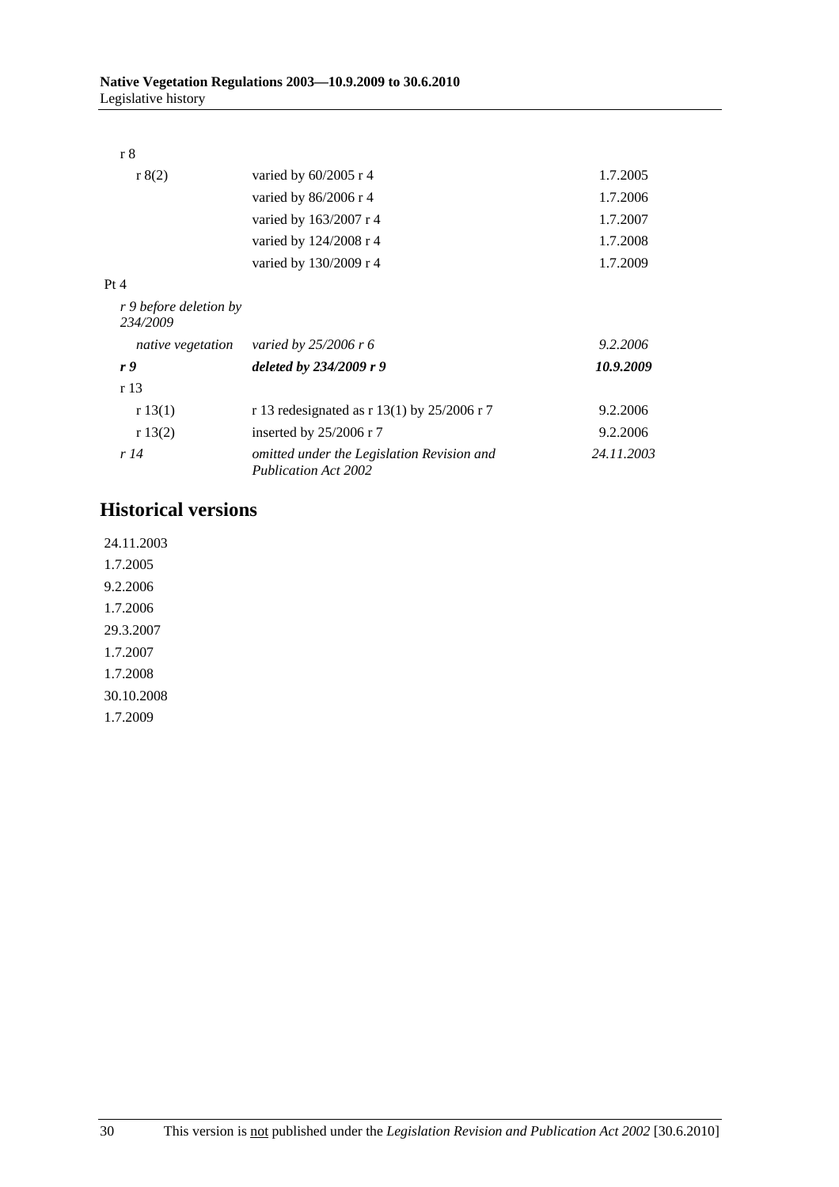| | | |
|---|---|---|
| r 8 | | |
| r 8(2) | varied by 60/2005 r 4 | 1.7.2005 |
| | varied by 86/2006 r 4 | 1.7.2006 |
| | varied by 163/2007 r 4 | 1.7.2007 |
| | varied by 124/2008 r 4 | 1.7.2008 |
| | varied by 130/2009 r 4 | 1.7.2009 |
| Pt 4 | | |
| *r 9 before deletion by 234/2009* | | |
| *native vegetation* | *varied by 25/2006 r 6* | *9.2.2006* |
| ***r 9*** | ***deleted by 234/2009 r 9*** | ***10.9.2009*** |
| r 13 | | |
| r 13(1) | r 13 redesignated as r 13(1) by 25/2006 r 7 | 9.2.2006 |
| r 13(2) | inserted by 25/2006 r 7 | 9.2.2006 |
| *r 14* | *omitted under the Legislation Revision and Publication Act 2002* | *24.11.2003* |

## Historical versions

24.11.2003
1.7.2005
9.2.2006
1.7.2006
29.3.2007
1.7.2007
1.7.2008
30.10.2008
1.7.2009